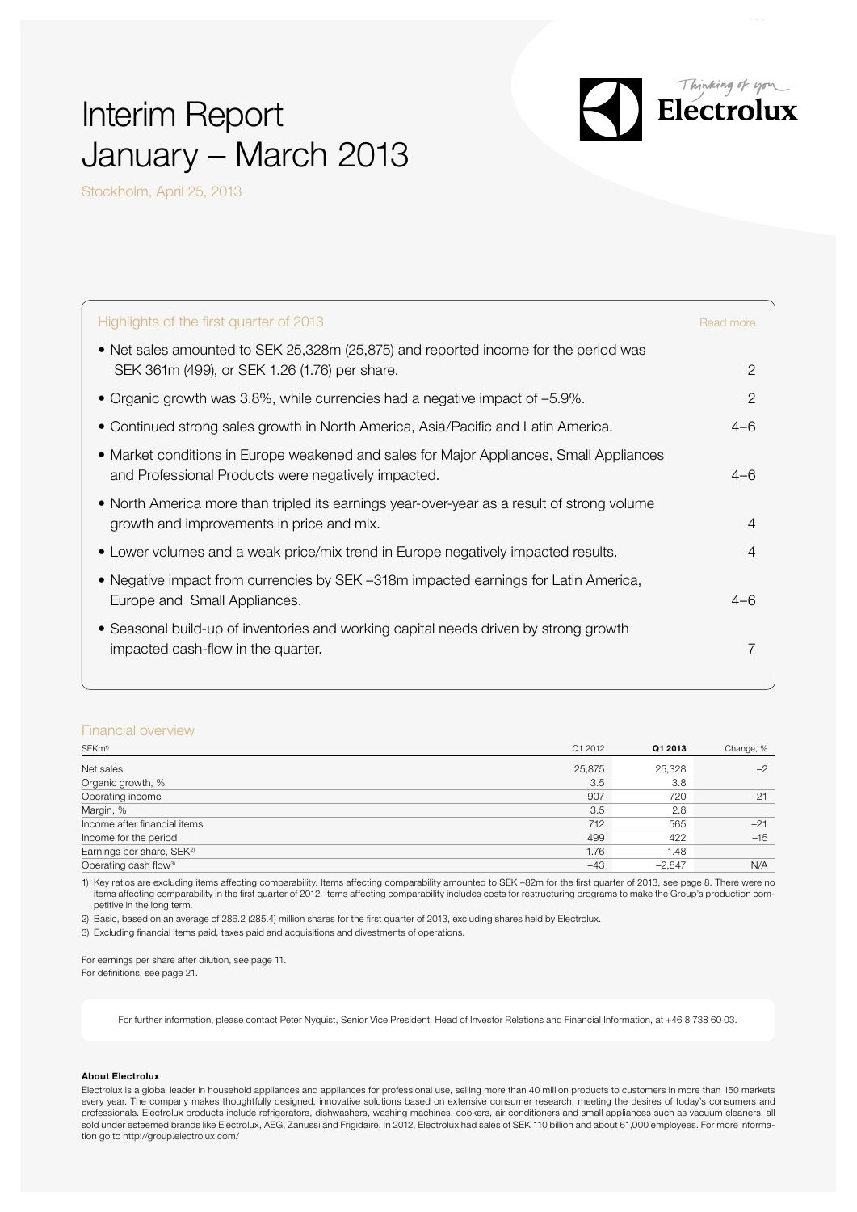# Interim Report January – March 2013

Stockholm, April 25, 2013

| Highlights of the first quarter of 2013 | Read more |
|---|---|
| • Net sales amounted to SEK 25,328m (25,875) and reported income for the period was SEK 361m (499), or SEK 1.26 (1.76) per share. | 2 |
| • Organic growth was 3.8%, while currencies had a negative impact of –5.9%. | 2 |
| • Continued strong sales growth in North America, Asia/Pacific and Latin America. | 4–6 |
| • Market conditions in Europe weakened and sales for Major Appliances, Small Appliances and Professional Products were negatively impacted. | 4–6 |
| • North America more than tripled its earnings year-over-year as a result of strong volume growth and improvements in price and mix. | 4 |
| • Lower volumes and a weak price/mix trend in Europe negatively impacted results. | 4 |
| • Negative impact from currencies by SEK –318m impacted earnings for Latin America, Europe and Small Appliances. | 4–6 |
| • Seasonal build-up of inventories and working capital needs driven by strong growth impacted cash-flow in the quarter. | 7 |

## Financial overview

| SEKm[1] | Q1 2012 | Q1 2013 | Change, % |
|---|---|---|---|
| Net sales | 25,875 | 25,328 | –2 |
| Organic growth, % | 3.5 | 3.8 | |
| Operating income | 907 | 720 | –21 |
| Margin, % | 3.5 | 2.8 | |
| Income after financial items | 712 | 565 | –21 |
| Income for the period | 499 | 422 | –15 |
| Earnings per share, SEK[2] | 1.76 | 1.48 | |
| Operating cash flow[3] | –43 | –2,847 | N/A |

1) Key ratios are excluding items affecting comparability. Items affecting comparability amounted to SEK –82m for the first quarter of 2013, see page 8. There were no items affecting comparability in the first quarter of 2012. Items affecting comparability includes costs for restructuring programs to make the Group's production competitive in the long term.

2) Basic, based on an average of 286.2 (285.4) million shares for the first quarter of 2013, excluding shares held by Electrolux.

3) Excluding financial items paid, taxes paid and acquisitions and divestments of operations.

For earnings per share after dilution, see page 11.
For definitions, see page 21.

For further information, please contact Peter Nyquist, Senior Vice President, Head of Investor Relations and Financial Information, at +46 8 738 60 03.

**About Electrolux**

Electrolux is a global leader in household appliances and appliances for professional use, selling more than 40 million products to customers in more than 150 markets every year. The company makes thoughtfully designed, innovative solutions based on extensive consumer research, meeting the desires of today's consumers and professionals. Electrolux products include refrigerators, dishwashers, washing machines, cookers, air conditioners and small appliances such as vacuum cleaners, all sold under esteemed brands like Electrolux, AEG, Zanussi and Frigidaire. In 2012, Electrolux had sales of SEK 110 billion and about 61,000 employees. For more information go to http://group.electrolux.com/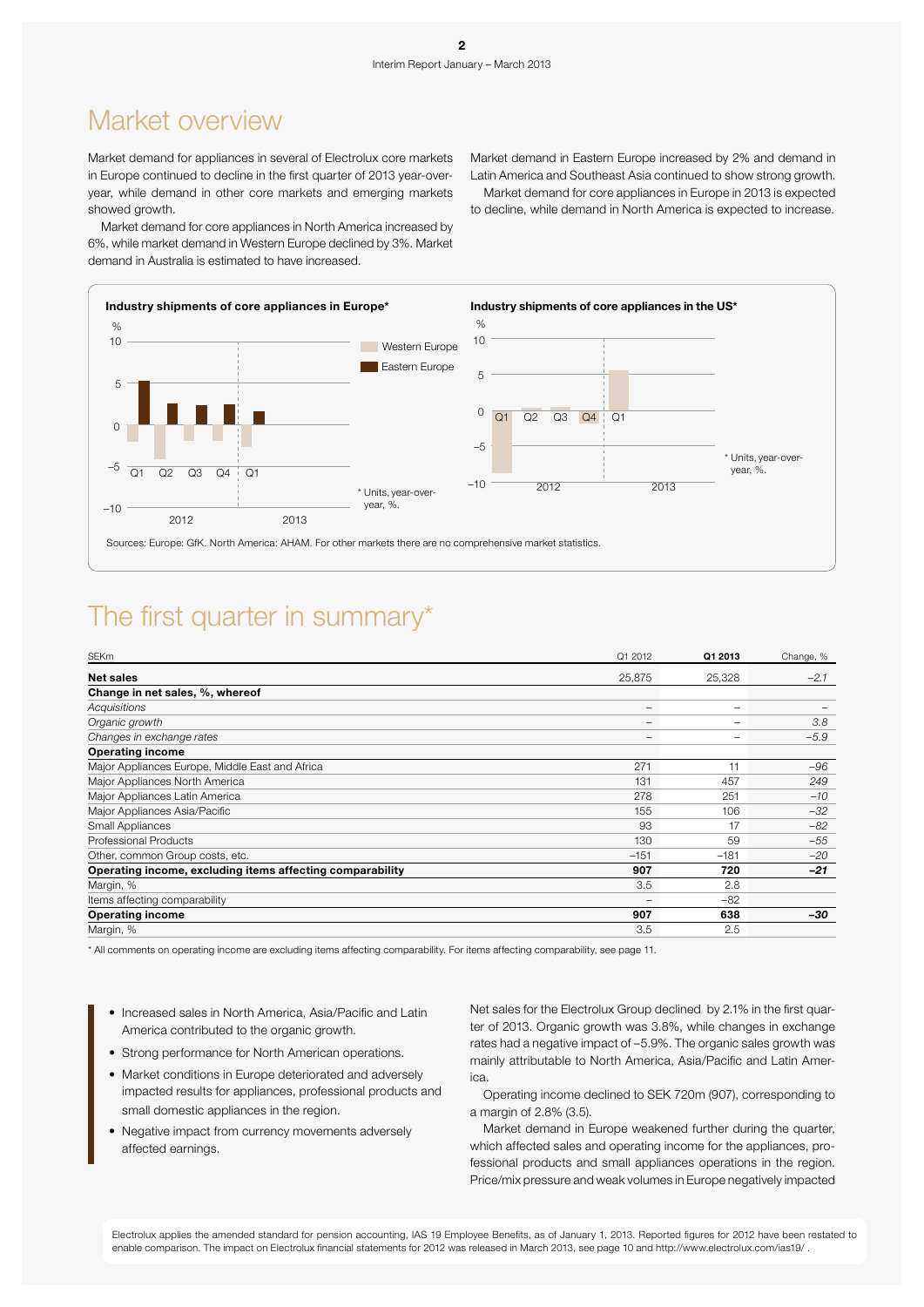# Market overview

Market demand for appliances in several of Electrolux core markets in Europe continued to decline in the first quarter of 2013 year-over-year, while demand in other core markets and emerging markets showed growth.

Market demand for core appliances in North America increased by 6%, while market demand in Western Europe declined by 3%. Market demand in Australia is estimated to have increased.

Market demand in Eastern Europe increased by 2% and demand in Latin America and Southeast Asia continued to show strong growth.

Market demand for core appliances in Europe in 2013 is expected to decline, while demand in North America is expected to increase.

**Industry shipments of core appliances in Europe***

Western Europe / Eastern Europe

* Units, year-over-year, %.

**Industry shipments of core appliances in the US***

* Units, year-over-year, %.

Sources: Europe: GfK. North America: AHAM. For other markets there are no comprehensive market statistics.

# The first quarter in summary*

| SEKm | Q1 2012 | **Q1 2013** | Change, % |
|---|---|---|---|
| **Net sales** | 25,875 | 25,328 | *–2.1* |
| **Change in net sales, %, whereof** | | | |
| *Acquisitions* | – | – | – |
| *Organic growth* | – | – | *3.8* |
| *Changes in exchange rates* | – | – | *–5.9* |
| **Operating income** | | | |
| Major Appliances Europe, Middle East and Africa | 271 | 11 | *–96* |
| Major Appliances North America | 131 | 457 | *249* |
| Major Appliances Latin America | 278 | 251 | *–10* |
| Major Appliances Asia/Pacific | 155 | 106 | *–32* |
| Small Appliances | 93 | 17 | *–82* |
| Professional Products | 130 | 59 | *–55* |
| Other, common Group costs, etc. | –151 | –181 | *–20* |
| **Operating income, excluding items affecting comparability** | **907** | **720** | ***–21*** |
| Margin, % | 3.5 | 2.8 | |
| Items affecting comparability | – | –82 | |
| **Operating income** | **907** | **638** | ***–30*** |
| Margin, % | 3.5 | 2.5 | |

* All comments on operating income are excluding items affecting comparability. For items affecting comparability, see page 11.

- Increased sales in North America, Asia/Pacific and Latin America contributed to the organic growth.
- Strong performance for North American operations.
- Market conditions in Europe deteriorated and adversely impacted results for appliances, professional products and small domestic appliances in the region.
- Negative impact from currency movements adversely affected earnings.

Net sales for the Electrolux Group declined by 2.1% in the first quarter of 2013. Organic growth was 3.8%, while changes in exchange rates had a negative impact of –5.9%. The organic sales growth was mainly attributable to North America, Asia/Pacific and Latin America.

Operating income declined to SEK 720m (907), corresponding to a margin of 2.8% (3.5).

Market demand in Europe weakened further during the quarter, which affected sales and operating income for the appliances, professional products and small appliances operations in the region. Price/mix pressure and weak volumes in Europe negatively impacted

Electrolux applies the amended standard for pension accounting, IAS 19 Employee Benefits, as of January 1, 2013. Reported figures for 2012 have been restated to enable comparison. The impact on Electrolux financial statements for 2012 was released in March 2013, see page 10 and http://www.electrolux.com/ias19/ .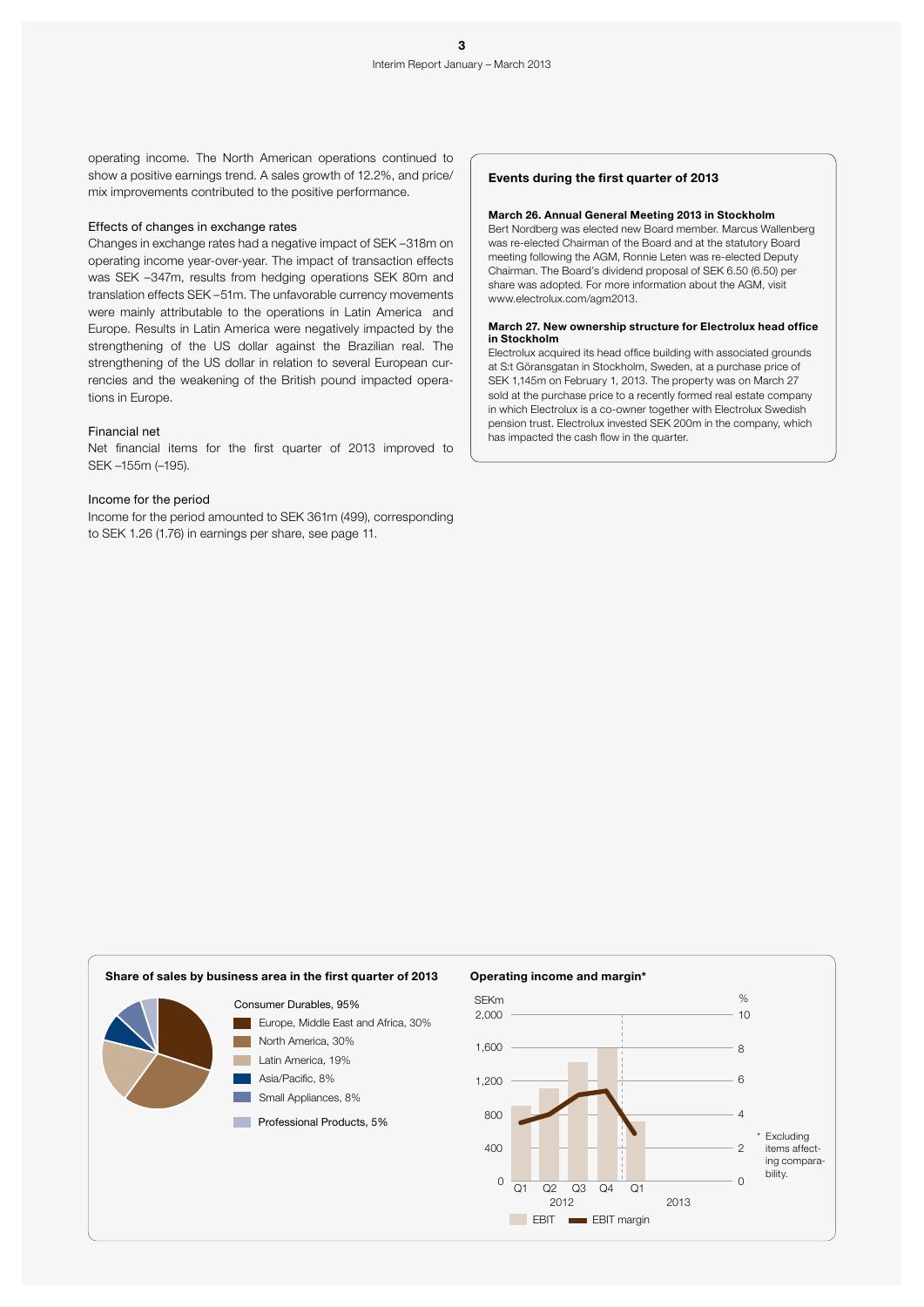operating income. The North American operations continued to show a positive earnings trend. A sales growth of 12.2%, and price/mix improvements contributed to the positive performance.

### Effects of changes in exchange rates

Changes in exchange rates had a negative impact of SEK –318m on operating income year-over-year. The impact of transaction effects was SEK –347m, results from hedging operations SEK 80m and translation effects SEK –51m. The unfavorable currency movements were mainly attributable to the operations in Latin America and Europe. Results in Latin America were negatively impacted by the strengthening of the US dollar against the Brazilian real. The strengthening of the US dollar in relation to several European currencies and the weakening of the British pound impacted operations in Europe.

### Financial net

Net financial items for the first quarter of 2013 improved to SEK –155m (–195).

### Income for the period

Income for the period amounted to SEK 361m (499), corresponding to SEK 1.26 (1.76) in earnings per share, see page 11.

## Events during the first quarter of 2013

**March 26. Annual General Meeting 2013 in Stockholm**

Bert Nordberg was elected new Board member. Marcus Wallenberg was re-elected Chairman of the Board and at the statutory Board meeting following the AGM, Ronnie Leten was re-elected Deputy Chairman. The Board's dividend proposal of SEK 6.50 (6.50) per share was adopted. For more information about the AGM, visit www.electrolux.com/agm2013.

**March 27. New ownership structure for Electrolux head office in Stockholm**

Electrolux acquired its head office building with associated grounds at S:t Göransgatan in Stockholm, Sweden, at a purchase price of SEK 1,145m on February 1, 2013. The property was on March 27 sold at the purchase price to a recently formed real estate company in which Electrolux is a co-owner together with Electrolux Swedish pension trust. Electrolux invested SEK 200m in the company, which has impacted the cash flow in the quarter.

**Share of sales by business area in the first quarter of 2013**

Consumer Durables, 95%
- Europe, Middle East and Africa, 30%
- North America, 30%
- Latin America, 19%
- Asia/Pacific, 8%
- Small Appliances, 8%

Professional Products, 5%

**Operating income and margin\***

SEKm / % — 2012: Q1, Q2, Q3, Q4; 2013: Q1

EBIT — EBIT margin

\* Excluding items affecting comparability.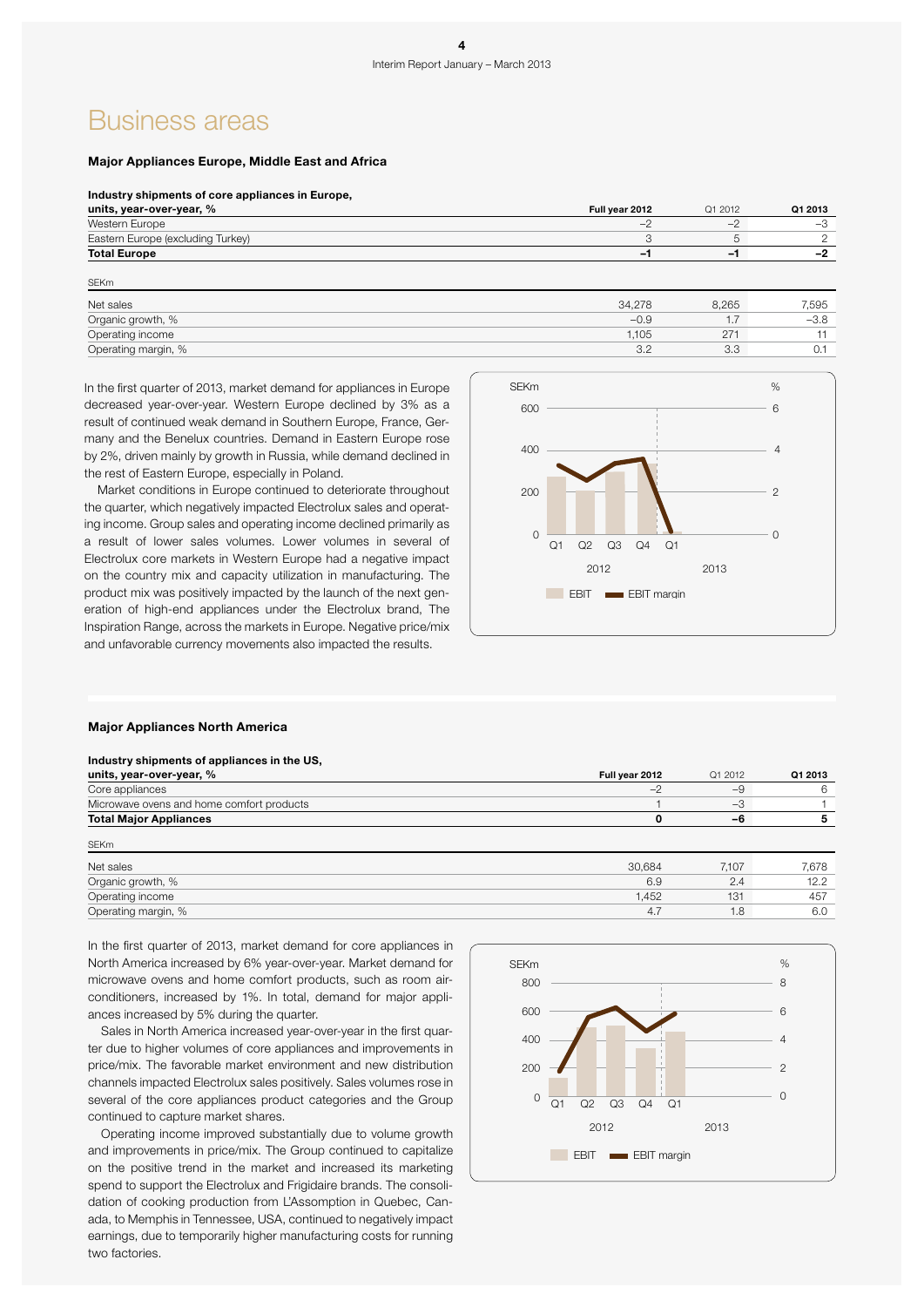# Business areas

### Major Appliances Europe, Middle East and Africa

| Industry shipments of core appliances in Europe, units, year-over-year, % | Full year 2012 | Q1 2012 | Q1 2013 |
|---|---|---|---|
| Western Europe | –2 | –2 | –3 |
| Eastern Europe (excluding Turkey) | 3 | 5 | 2 |
| **Total Europe** | **–1** | **–1** | **–2** |

| SEKm | | | |
|---|---|---|---|
| Net sales | 34,278 | 8,265 | 7,595 |
| Organic growth, % | –0.9 | 1.7 | –3.8 |
| Operating income | 1,105 | 271 | 11 |
| Operating margin, % | 3.2 | 3.3 | 0.1 |

In the first quarter of 2013, market demand for appliances in Europe decreased year-over-year. Western Europe declined by 3% as a result of continued weak demand in Southern Europe, France, Germany and the Benelux countries. Demand in Eastern Europe rose by 2%, driven mainly by growth in Russia, while demand declined in the rest of Eastern Europe, especially in Poland.

Market conditions in Europe continued to deteriorate throughout the quarter, which negatively impacted Electrolux sales and operating income. Group sales and operating income declined primarily as a result of lower sales volumes. Lower volumes in several of Electrolux core markets in Western Europe had a negative impact on the country mix and capacity utilization in manufacturing. The product mix was positively impacted by the launch of the next generation of high-end appliances under the Electrolux brand, The Inspiration Range, across the markets in Europe. Negative price/mix and unfavorable currency movements also impacted the results.

### Major Appliances North America

| Industry shipments of appliances in the US, units, year-over-year, % | Full year 2012 | Q1 2012 | Q1 2013 |
|---|---|---|---|
| Core appliances | –2 | –9 | 6 |
| Microwave ovens and home comfort products | 1 | –3 | 1 |
| **Total Major Appliances** | **0** | **–6** | **5** |

| SEKm | | | |
|---|---|---|---|
| Net sales | 30,684 | 7,107 | 7,678 |
| Organic growth, % | 6.9 | 2.4 | 12.2 |
| Operating income | 1,452 | 131 | 457 |
| Operating margin, % | 4.7 | 1.8 | 6.0 |

In the first quarter of 2013, market demand for core appliances in North America increased by 6% year-over-year. Market demand for microwave ovens and home comfort products, such as room air-conditioners, increased by 1%. In total, demand for major appliances increased by 5% during the quarter.

Sales in North America increased year-over-year in the first quarter due to higher volumes of core appliances and improvements in price/mix. The favorable market environment and new distribution channels impacted Electrolux sales positively. Sales volumes rose in several of the core appliances product categories and the Group continued to capture market shares.

Operating income improved substantially due to volume growth and improvements in price/mix. The Group continued to capitalize on the positive trend in the market and increased its marketing spend to support the Electrolux and Frigidaire brands. The consolidation of cooking production from L'Assomption in Quebec, Canada, to Memphis in Tennessee, USA, continued to negatively impact earnings, due to temporarily higher manufacturing costs for running two factories.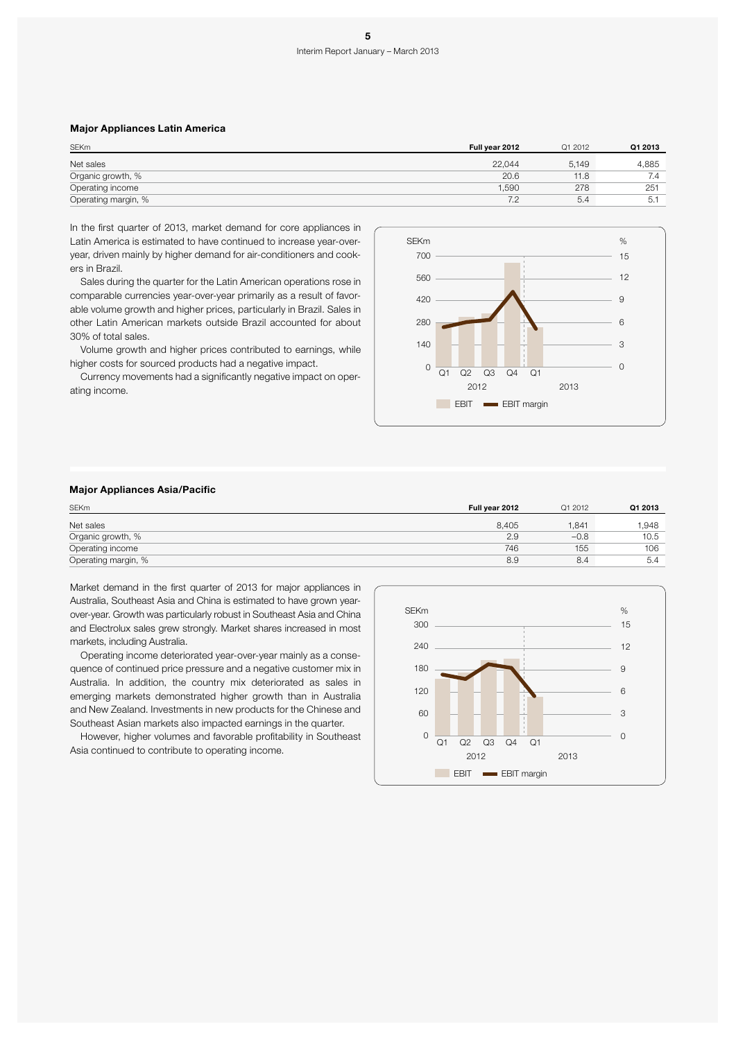## Major Appliances Latin America

| SEKm | Full year 2012 | Q1 2012 | Q1 2013 |
|---|---|---|---|
| Net sales | 22,044 | 5,149 | 4,885 |
| Organic growth, % | 20.6 | 11.8 | 7.4 |
| Operating income | 1,590 | 278 | 251 |
| Operating margin, % | 7.2 | 5.4 | 5.1 |

In the first quarter of 2013, market demand for core appliances in Latin America is estimated to have continued to increase year-over-year, driven mainly by higher demand for air-conditioners and cookers in Brazil.

Sales during the quarter for the Latin American operations rose in comparable currencies year-over-year primarily as a result of favorable volume growth and higher prices, particularly in Brazil. Sales in other Latin American markets outside Brazil accounted for about 30% of total sales.

Volume growth and higher prices contributed to earnings, while higher costs for sourced products had a negative impact.

Currency movements had a significantly negative impact on operating income.

## Major Appliances Asia/Pacific

| SEKm | Full year 2012 | Q1 2012 | Q1 2013 |
|---|---|---|---|
| Net sales | 8,405 | 1,841 | 1,948 |
| Organic growth, % | 2.9 | −0.8 | 10.5 |
| Operating income | 746 | 155 | 106 |
| Operating margin, % | 8.9 | 8.4 | 5.4 |

Market demand in the first quarter of 2013 for major appliances in Australia, Southeast Asia and China is estimated to have grown year-over-year. Growth was particularly robust in Southeast Asia and China and Electrolux sales grew strongly. Market shares increased in most markets, including Australia.

Operating income deteriorated year-over-year mainly as a consequence of continued price pressure and a negative customer mix in Australia. In addition, the country mix deteriorated as sales in emerging markets demonstrated higher growth than in Australia and New Zealand. Investments in new products for the Chinese and Southeast Asian markets also impacted earnings in the quarter.

However, higher volumes and favorable profitability in Southeast Asia continued to contribute to operating income.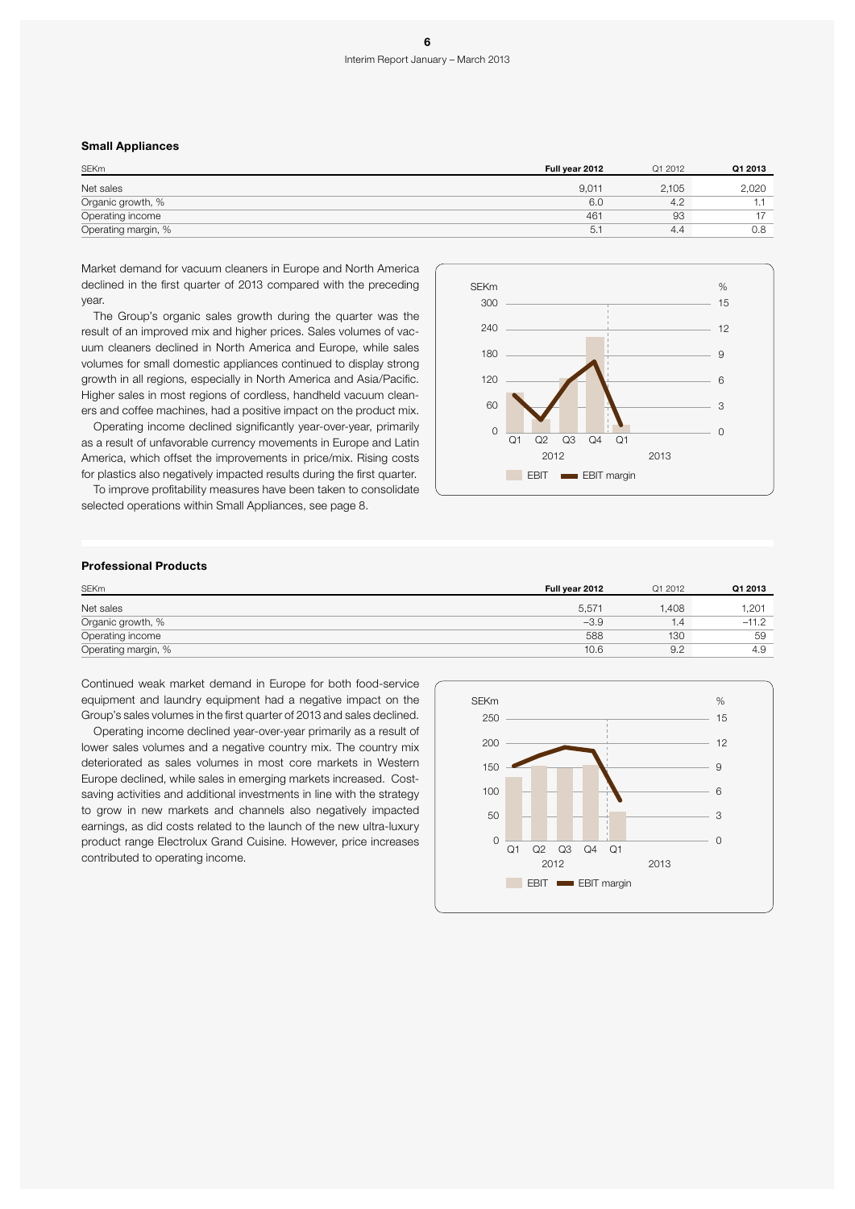### Small Appliances

| SEKm | Full year 2012 | Q1 2012 | Q1 2013 |
|---|---|---|---|
| Net sales | 9,011 | 2,105 | 2,020 |
| Organic growth, % | 6.0 | 4.2 | 1.1 |
| Operating income | 461 | 93 | 17 |
| Operating margin, % | 5.1 | 4.4 | 0.8 |

Market demand for vacuum cleaners in Europe and North America declined in the first quarter of 2013 compared with the preceding year.

The Group's organic sales growth during the quarter was the result of an improved mix and higher prices. Sales volumes of vacuum cleaners declined in North America and Europe, while sales volumes for small domestic appliances continued to display strong growth in all regions, especially in North America and Asia/Pacific. Higher sales in most regions of cordless, handheld vacuum cleaners and coffee machines, had a positive impact on the product mix.

Operating income declined significantly year-over-year, primarily as a result of unfavorable currency movements in Europe and Latin America, which offset the improvements in price/mix. Rising costs for plastics also negatively impacted results during the first quarter.

To improve profitability measures have been taken to consolidate selected operations within Small Appliances, see page 8.

### Professional Products

| SEKm | Full year 2012 | Q1 2012 | Q1 2013 |
|---|---|---|---|
| Net sales | 5,571 | 1,408 | 1,201 |
| Organic growth, % | –3.9 | 1.4 | –11.2 |
| Operating income | 588 | 130 | 59 |
| Operating margin, % | 10.6 | 9.2 | 4.9 |

Continued weak market demand in Europe for both food-service equipment and laundry equipment had a negative impact on the Group's sales volumes in the first quarter of 2013 and sales declined.

Operating income declined year-over-year primarily as a result of lower sales volumes and a negative country mix. The country mix deteriorated as sales volumes in most core markets in Western Europe declined, while sales in emerging markets increased. Cost-saving activities and additional investments in line with the strategy to grow in new markets and channels also negatively impacted earnings, as did costs related to the launch of the new ultra-luxury product range Electrolux Grand Cuisine. However, price increases contributed to operating income.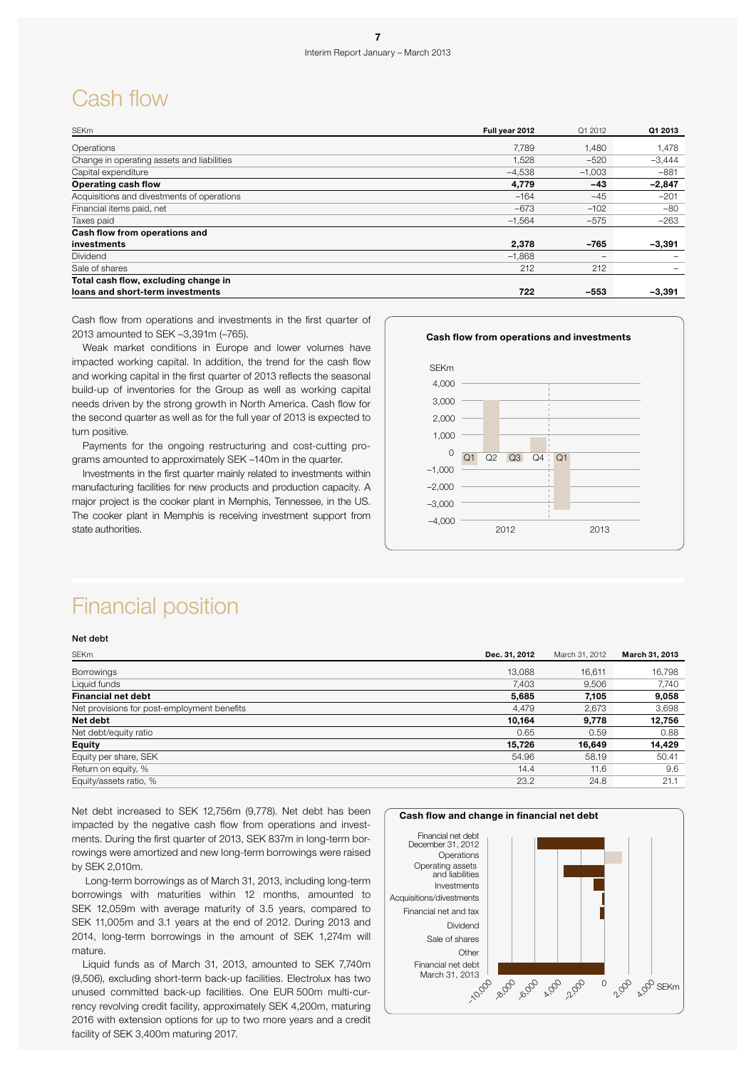# Cash flow

| SEKm | Full year 2012 | Q1 2012 | Q1 2013 |
|---|---|---|---|
| Operations | 7,789 | 1,480 | 1,478 |
| Change in operating assets and liabilities | 1,528 | –520 | –3,444 |
| Capital expenditure | –4,538 | –1,003 | –881 |
| **Operating cash flow** | **4,779** | **–43** | **–2,847** |
| Acquisitions and divestments of operations | –164 | –45 | –201 |
| Financial items paid, net | –673 | –102 | –80 |
| Taxes paid | –1,564 | –575 | –263 |
| **Cash flow from operations and investments** | **2,378** | **–765** | **–3,391** |
| Dividend | –1,868 | – | – |
| Sale of shares | 212 | 212 | – |
| **Total cash flow, excluding change in loans and short-term investments** | **722** | **–553** | **–3,391** |

Cash flow from operations and investments in the first quarter of 2013 amounted to SEK –3,391m (–765).

Weak market conditions in Europe and lower volumes have impacted working capital. In addition, the trend for the cash flow and working capital in the first quarter of 2013 reflects the seasonal build-up of inventories for the Group as well as working capital needs driven by the strong growth in North America. Cash flow for the second quarter as well as for the full year of 2013 is expected to turn positive.

Payments for the ongoing restructuring and cost-cutting programs amounted to approximately SEK –140m in the quarter.

Investments in the first quarter mainly related to investments within manufacturing facilities for new products and production capacity. A major project is the cooker plant in Memphis, Tennessee, in the US. The cooker plant in Memphis is receiving investment support from state authorities.

# Financial position

### Net debt

| SEKm | Dec. 31, 2012 | March 31, 2012 | March 31, 2013 |
|---|---|---|---|
| Borrowings | 13,088 | 16,611 | 16,798 |
| Liquid funds | 7,403 | 9,506 | 7,740 |
| **Financial net debt** | **5,685** | **7,105** | **9,058** |
| Net provisions for post-employment benefits | 4,479 | 2,673 | 3,698 |
| **Net debt** | **10,164** | **9,778** | **12,756** |
| Net debt/equity ratio | 0.65 | 0.59 | 0.88 |
| **Equity** | **15,726** | **16,649** | **14,429** |
| Equity per share, SEK | 54.96 | 58.19 | 50.41 |
| Return on equity, % | 14.4 | 11.6 | 9.6 |
| Equity/assets ratio, % | 23.2 | 24.8 | 21.1 |

Net debt increased to SEK 12,756m (9,778). Net debt has been impacted by the negative cash flow from operations and investments. During the first quarter of 2013, SEK 837m in long-term borrowings were amortized and new long-term borrowings were raised by SEK 2,010m.

Long-term borrowings as of March 31, 2013, including long-term borrowings with maturities within 12 months, amounted to SEK 12,059m with average maturity of 3.5 years, compared to SEK 11,005m and 3.1 years at the end of 2012. During 2013 and 2014, long-term borrowings in the amount of SEK 1,274m will mature.

Liquid funds as of March 31, 2013, amounted to SEK 7,740m (9,506), excluding short-term back-up facilities. Electrolux has two unused committed back-up facilities. One EUR 500m multi-currency revolving credit facility, approximately SEK 4,200m, maturing 2016 with extension options for up to two more years and a credit facility of SEK 3,400m maturing 2017.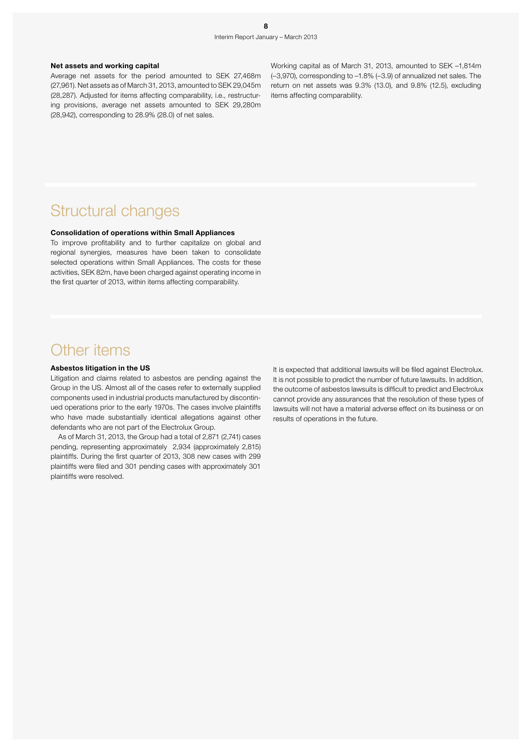### Net assets and working capital

Average net assets for the period amounted to SEK 27,468m (27,961). Net assets as of March 31, 2013, amounted to SEK 29,045m (28,287). Adjusted for items affecting comparability, i.e., restructuring provisions, average net assets amounted to SEK 29,280m (28,942), corresponding to 28.9% (28.0) of net sales.

Working capital as of March 31, 2013, amounted to SEK –1,814m (–3,970), corresponding to –1.8% (–3.9) of annualized net sales. The return on net assets was 9.3% (13.0), and 9.8% (12.5), excluding items affecting comparability.

## Structural changes

### Consolidation of operations within Small Appliances

To improve profitability and to further capitalize on global and regional synergies, measures have been taken to consolidate selected operations within Small Appliances. The costs for these activities, SEK 82m, have been charged against operating income in the first quarter of 2013, within items affecting comparability.

## Other items

### Asbestos litigation in the US

Litigation and claims related to asbestos are pending against the Group in the US. Almost all of the cases refer to externally supplied components used in industrial products manufactured by discontinued operations prior to the early 1970s. The cases involve plaintiffs who have made substantially identical allegations against other defendants who are not part of the Electrolux Group.

As of March 31, 2013, the Group had a total of 2,871 (2,741) cases pending, representing approximately 2,934 (approximately 2,815) plaintiffs. During the first quarter of 2013, 308 new cases with 299 plaintiffs were filed and 301 pending cases with approximately 301 plaintiffs were resolved.

It is expected that additional lawsuits will be filed against Electrolux. It is not possible to predict the number of future lawsuits. In addition, the outcome of asbestos lawsuits is difficult to predict and Electrolux cannot provide any assurances that the resolution of these types of lawsuits will not have a material adverse effect on its business or on results of operations in the future.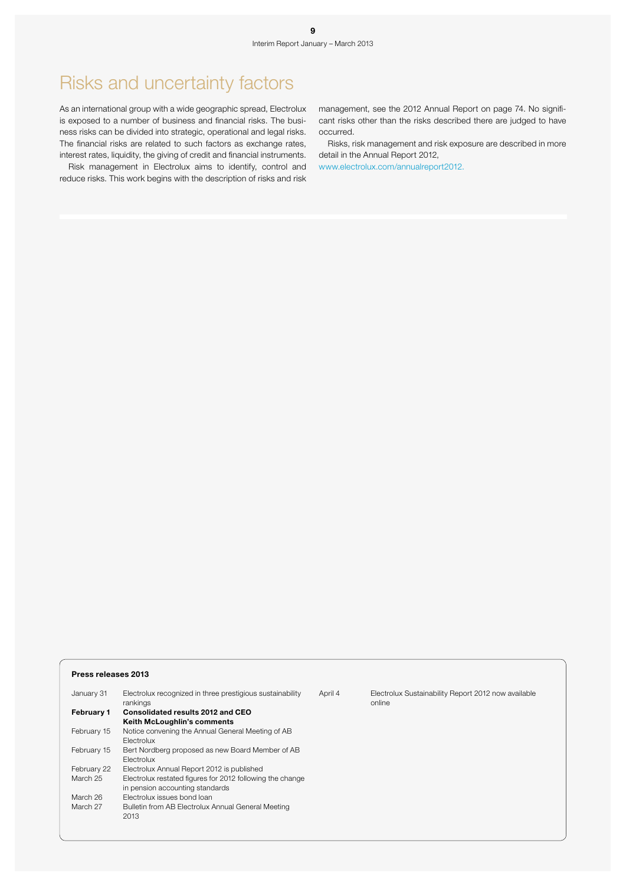# Risks and uncertainty factors

As an international group with a wide geographic spread, Electrolux is exposed to a number of business and financial risks. The business risks can be divided into strategic, operational and legal risks. The financial risks are related to such factors as exchange rates, interest rates, liquidity, the giving of credit and financial instruments.

Risk management in Electrolux aims to identify, control and reduce risks. This work begins with the description of risks and risk management, see the 2012 Annual Report on page 74. No significant risks other than the risks described there are judged to have occurred.

Risks, risk management and risk exposure are described in more detail in the Annual Report 2012, www.electrolux.com/annualreport2012.

**Press releases 2013**

| | |
|---|---|
| January 31 | Electrolux recognized in three prestigious sustainability rankings |
| **February 1** | **Consolidated results 2012 and CEO Keith McLoughlin's comments** |
| February 15 | Notice convening the Annual General Meeting of AB Electrolux |
| February 15 | Bert Nordberg proposed as new Board Member of AB Electrolux |
| February 22 | Electrolux Annual Report 2012 is published |
| March 25 | Electrolux restated figures for 2012 following the change in pension accounting standards |
| March 26 | Electrolux issues bond loan |
| March 27 | Bulletin from AB Electrolux Annual General Meeting 2013 |
| April 4 | Electrolux Sustainability Report 2012 now available online |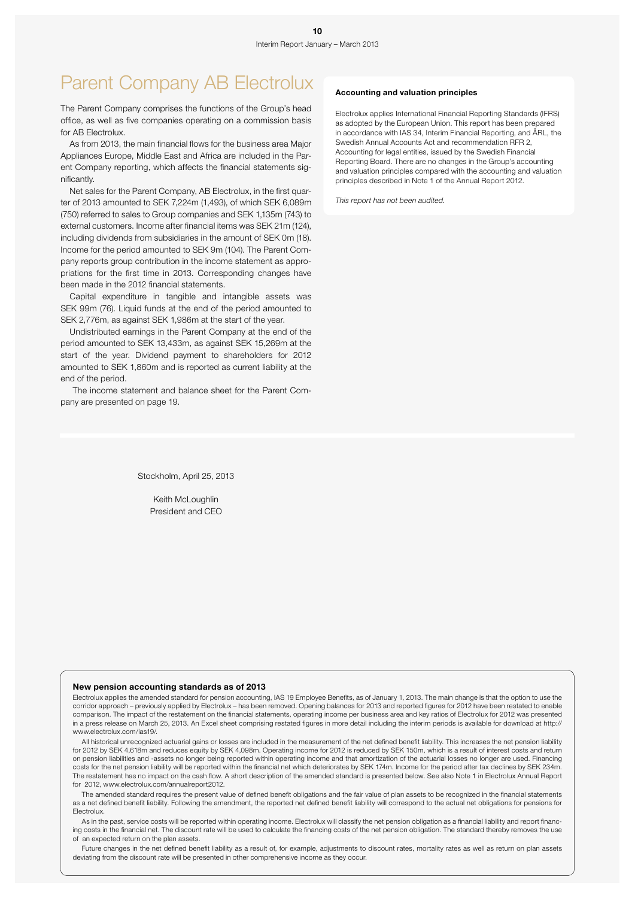# Parent Company AB Electrolux

The Parent Company comprises the functions of the Group's head office, as well as five companies operating on a commission basis for AB Electrolux.

As from 2013, the main financial flows for the business area Major Appliances Europe, Middle East and Africa are included in the Parent Company reporting, which affects the financial statements significantly.

Net sales for the Parent Company, AB Electrolux, in the first quarter of 2013 amounted to SEK 7,224m (1,493), of which SEK 6,089m (750) referred to sales to Group companies and SEK 1,135m (743) to external customers. Income after financial items was SEK 21m (124), including dividends from subsidiaries in the amount of SEK 0m (18). Income for the period amounted to SEK 9m (104). The Parent Company reports group contribution in the income statement as appropriations for the first time in 2013. Corresponding changes have been made in the 2012 financial statements.

Capital expenditure in tangible and intangible assets was SEK 99m (76). Liquid funds at the end of the period amounted to SEK 2,776m, as against SEK 1,986m at the start of the year.

Undistributed earnings in the Parent Company at the end of the period amounted to SEK 13,433m, as against SEK 15,269m at the start of the year. Dividend payment to shareholders for 2012 amounted to SEK 1,860m and is reported as current liability at the end of the period.

The income statement and balance sheet for the Parent Company are presented on page 19.

### Accounting and valuation principles

Electrolux applies International Financial Reporting Standards (IFRS) as adopted by the European Union. This report has been prepared in accordance with IAS 34, Interim Financial Reporting, and ÅRL, the Swedish Annual Accounts Act and recommendation RFR 2, Accounting for legal entities, issued by the Swedish Financial Reporting Board. There are no changes in the Group's accounting and valuation principles compared with the accounting and valuation principles described in Note 1 of the Annual Report 2012.

*This report has not been audited.*

Stockholm, April 25, 2013

Keith McLoughlin
President and CEO

### New pension accounting standards as of 2013

Electrolux applies the amended standard for pension accounting, IAS 19 Employee Benefits, as of January 1, 2013. The main change is that the option to use the corridor approach – previously applied by Electrolux – has been removed. Opening balances for 2013 and reported figures for 2012 have been restated to enable comparison. The impact of the restatement on the financial statements, operating income per business area and key ratios of Electrolux for 2012 was presented in a press release on March 25, 2013. An Excel sheet comprising restated figures in more detail including the interim periods is available for download at http://www.electrolux.com/ias19/.

All historical unrecognized actuarial gains or losses are included in the measurement of the net defined benefit liability. This increases the net pension liability for 2012 by SEK 4,618m and reduces equity by SEK 4,098m. Operating income for 2012 is reduced by SEK 150m, which is a result of interest costs and return on pension liabilities and -assets no longer being reported within operating income and that amortization of the actuarial losses no longer are used. Financing costs for the net pension liability will be reported within the financial net which deteriorates by SEK 174m. Income for the period after tax declines by SEK 234m. The restatement has no impact on the cash flow. A short description of the amended standard is presented below. See also Note 1 in Electrolux Annual Report for 2012, www.electrolux.com/annualreport2012.

The amended standard requires the present value of defined benefit obligations and the fair value of plan assets to be recognized in the financial statements as a net defined benefit liability. Following the amendment, the reported net defined benefit liability will correspond to the actual net obligations for pensions for Electrolux.

As in the past, service costs will be reported within operating income. Electrolux will classify the net pension obligation as a financial liability and report financing costs in the financial net. The discount rate will be used to calculate the financing costs of the net pension obligation. The standard thereby removes the use of an expected return on the plan assets.

Future changes in the net defined benefit liability as a result of, for example, adjustments to discount rates, mortality rates as well as return on plan assets deviating from the discount rate will be presented in other comprehensive income as they occur.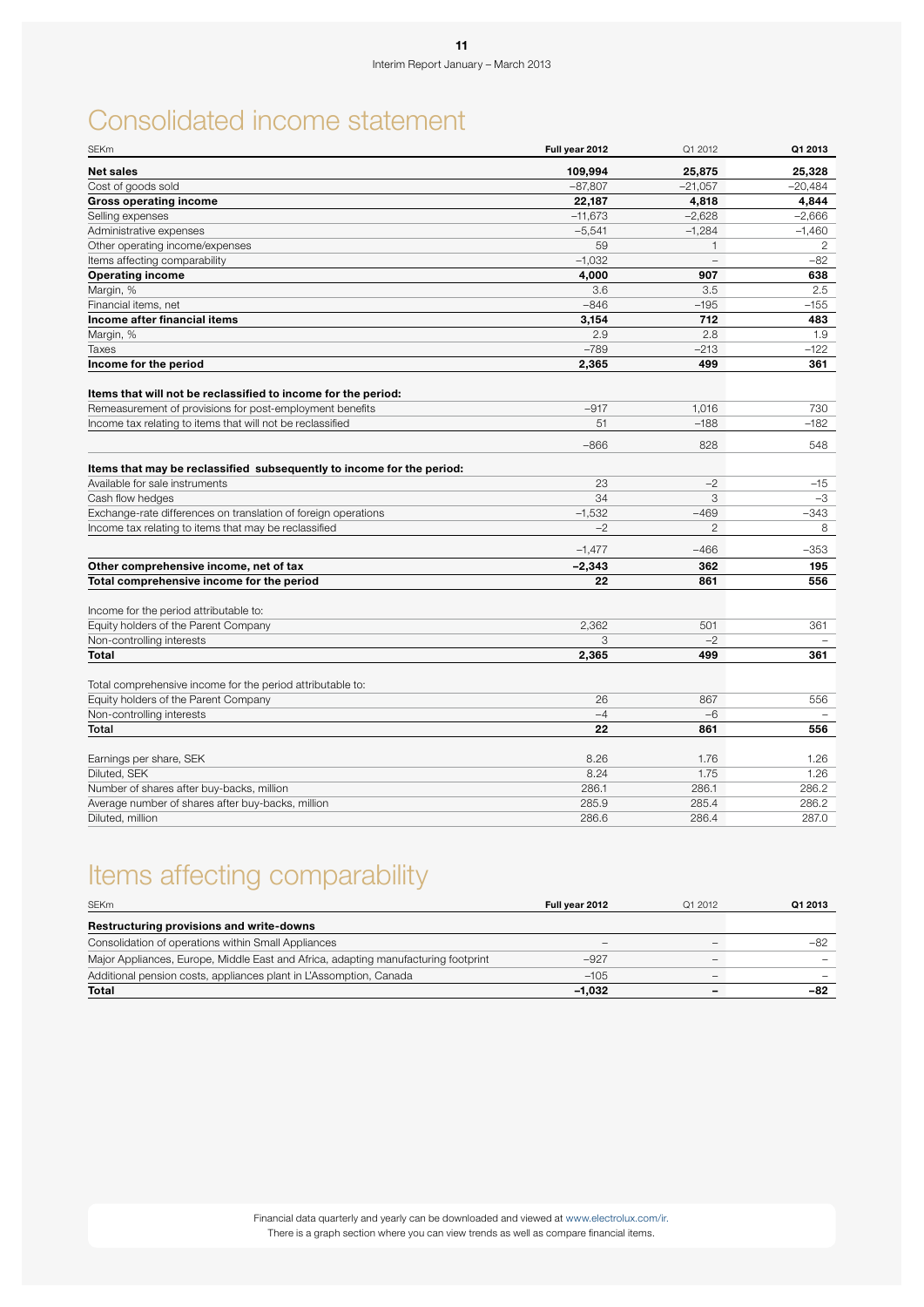# Consolidated income statement

| SEKm | Full year 2012 | Q1 2012 | Q1 2013 |
|---|---|---|---|
| **Net sales** | **109,994** | **25,875** | **25,328** |
| Cost of goods sold | –87,807 | –21,057 | –20,484 |
| **Gross operating income** | **22,187** | **4,818** | **4,844** |
| Selling expenses | –11,673 | –2,628 | –2,666 |
| Administrative expenses | –5,541 | –1,284 | –1,460 |
| Other operating income/expenses | 59 | 1 | 2 |
| Items affecting comparability | –1,032 | – | –82 |
| **Operating income** | **4,000** | **907** | **638** |
| Margin, % | 3.6 | 3.5 | 2.5 |
| Financial items, net | –846 | –195 | –155 |
| **Income after financial items** | **3,154** | **712** | **483** |
| Margin, % | 2.9 | 2.8 | 1.9 |
| Taxes | –789 | –213 | –122 |
| **Income for the period** | **2,365** | **499** | **361** |
| | | | |
| **Items that will not be reclassified to income for the period:** | | | |
| Remeasurement of provisions for post-employment benefits | –917 | 1,016 | 730 |
| Income tax relating to items that will not be reclassified | 51 | –188 | –182 |
| | –866 | 828 | 548 |
| | | | |
| **Items that may be reclassified subsequently to income for the period:** | | | |
| Available for sale instruments | 23 | –2 | –15 |
| Cash flow hedges | 34 | 3 | –3 |
| Exchange-rate differences on translation of foreign operations | –1,532 | –469 | –343 |
| Income tax relating to items that may be reclassified | –2 | 2 | 8 |
| | –1,477 | –466 | –353 |
| **Other comprehensive income, net of tax** | **–2,343** | **362** | **195** |
| **Total comprehensive income for the period** | **22** | **861** | **556** |
| | | | |
| Income for the period attributable to: | | | |
| Equity holders of the Parent Company | 2,362 | 501 | 361 |
| Non-controlling interests | 3 | –2 | – |
| **Total** | **2,365** | **499** | **361** |
| | | | |
| Total comprehensive income for the period attributable to: | | | |
| Equity holders of the Parent Company | 26 | 867 | 556 |
| Non-controlling interests | –4 | –6 | – |
| **Total** | **22** | **861** | **556** |
| | | | |
| Earnings per share, SEK | 8.26 | 1.76 | 1.26 |
| Diluted, SEK | 8.24 | 1.75 | 1.26 |
| Number of shares after buy-backs, million | 286.1 | 286.1 | 286.2 |
| Average number of shares after buy-backs, million | 285.9 | 285.4 | 286.2 |
| Diluted, million | 286.6 | 286.4 | 287.0 |

# Items affecting comparability

| SEKm | Full year 2012 | Q1 2012 | Q1 2013 |
|---|---|---|---|
| **Restructuring provisions and write-downs** | | | |
| Consolidation of operations within Small Appliances | – | – | –82 |
| Major Appliances, Europe, Middle East and Africa, adapting manufacturing footprint | –927 | – | – |
| Additional pension costs, appliances plant in L'Assomption, Canada | –105 | – | – |
| **Total** | **–1,032** | **–** | **–82** |

Financial data quarterly and yearly can be downloaded and viewed at www.electrolux.com/ir.
There is a graph section where you can view trends as well as compare financial items.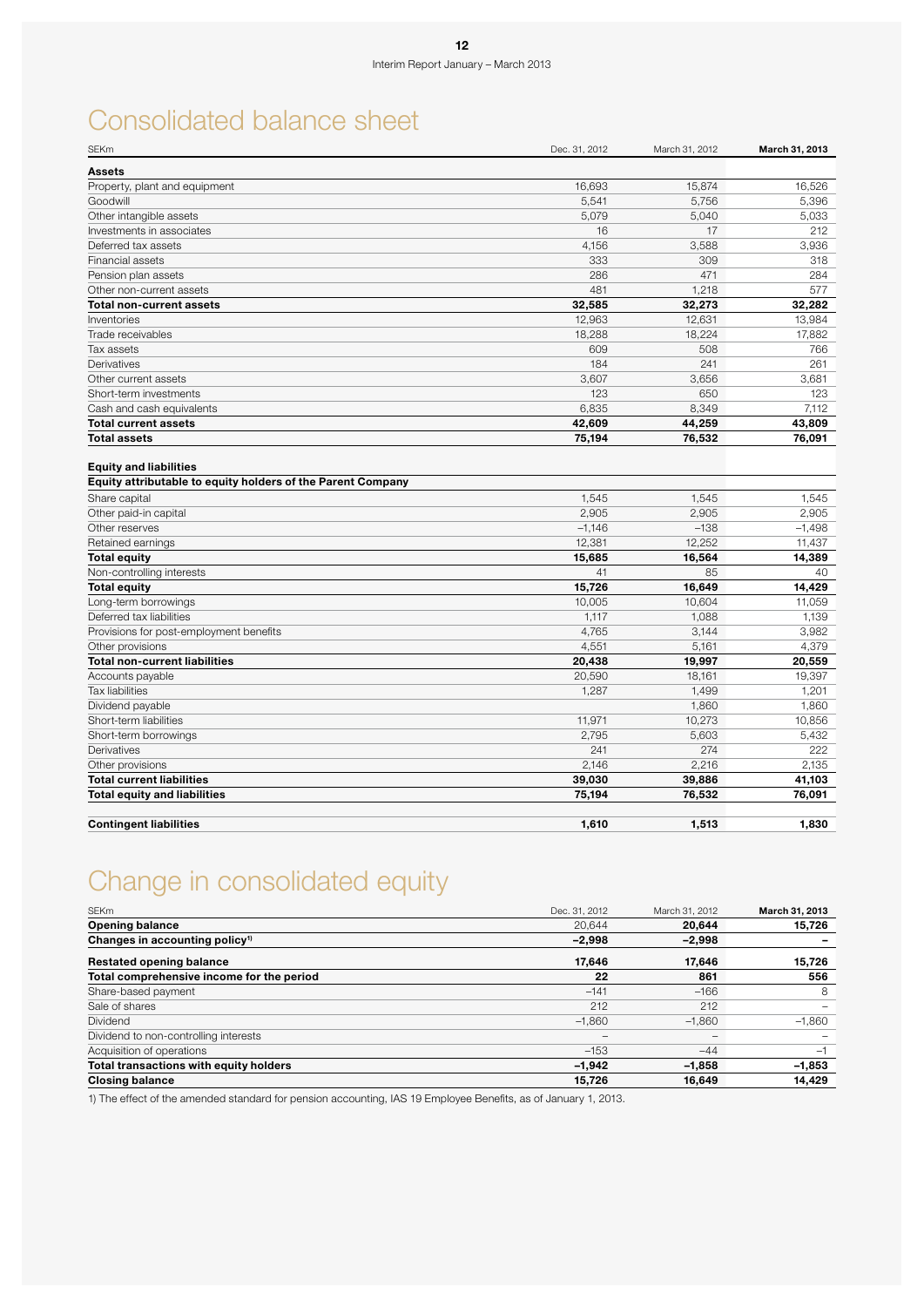# Consolidated balance sheet

| SEKm | Dec. 31, 2012 | March 31, 2012 | **March 31, 2013** |
|---|---|---|---|
| **Assets** | | | |
| Property, plant and equipment | 16,693 | 15,874 | 16,526 |
| Goodwill | 5,541 | 5,756 | 5,396 |
| Other intangible assets | 5,079 | 5,040 | 5,033 |
| Investments in associates | 16 | 17 | 212 |
| Deferred tax assets | 4,156 | 3,588 | 3,936 |
| Financial assets | 333 | 309 | 318 |
| Pension plan assets | 286 | 471 | 284 |
| Other non-current assets | 481 | 1,218 | 577 |
| **Total non-current assets** | **32,585** | **32,273** | **32,282** |
| Inventories | 12,963 | 12,631 | 13,984 |
| Trade receivables | 18,288 | 18,224 | 17,882 |
| Tax assets | 609 | 508 | 766 |
| Derivatives | 184 | 241 | 261 |
| Other current assets | 3,607 | 3,656 | 3,681 |
| Short-term investments | 123 | 650 | 123 |
| Cash and cash equivalents | 6,835 | 8,349 | 7,112 |
| **Total current assets** | **42,609** | **44,259** | **43,809** |
| **Total assets** | **75,194** | **76,532** | **76,091** |
| | | | |
| **Equity and liabilities** | | | |
| **Equity attributable to equity holders of the Parent Company** | | | |
| Share capital | 1,545 | 1,545 | 1,545 |
| Other paid-in capital | 2,905 | 2,905 | 2,905 |
| Other reserves | –1,146 | –138 | –1,498 |
| Retained earnings | 12,381 | 12,252 | 11,437 |
| **Total equity** | **15,685** | **16,564** | **14,389** |
| Non-controlling interests | 41 | 85 | 40 |
| **Total equity** | **15,726** | **16,649** | **14,429** |
| Long-term borrowings | 10,005 | 10,604 | 11,059 |
| Deferred tax liabilities | 1,117 | 1,088 | 1,139 |
| Provisions for post-employment benefits | 4,765 | 3,144 | 3,982 |
| Other provisions | 4,551 | 5,161 | 4,379 |
| **Total non-current liabilities** | **20,438** | **19,997** | **20,559** |
| Accounts payable | 20,590 | 18,161 | 19,397 |
| Tax liabilities | 1,287 | 1,499 | 1,201 |
| Dividend payable | | 1,860 | 1,860 |
| Short-term liabilities | 11,971 | 10,273 | 10,856 |
| Short-term borrowings | 2,795 | 5,603 | 5,432 |
| Derivatives | 241 | 274 | 222 |
| Other provisions | 2,146 | 2,216 | 2,135 |
| **Total current liabilities** | **39,030** | **39,886** | **41,103** |
| **Total equity and liabilities** | **75,194** | **76,532** | **76,091** |
| | | | |
| **Contingent liabilities** | **1,610** | **1,513** | **1,830** |

# Change in consolidated equity

| SEKm | Dec. 31, 2012 | March 31, 2012 | **March 31, 2013** |
|---|---|---|---|
| **Opening balance** | 20,644 | **20,644** | **15,726** |
| **Changes in accounting policy**[1] | **–2,998** | **–2,998** | **–** |
| **Restated opening balance** | **17,646** | **17,646** | **15,726** |
| **Total comprehensive income for the period** | **22** | **861** | **556** |
| Share-based payment | –141 | –166 | 8 |
| Sale of shares | 212 | 212 | – |
| Dividend | –1,860 | –1,860 | –1,860 |
| Dividend to non-controlling interests | – | – | – |
| Acquisition of operations | –153 | –44 | –1 |
| **Total transactions with equity holders** | **–1,942** | **–1,858** | **–1,853** |
| **Closing balance** | **15,726** | **16,649** | **14,429** |

1) The effect of the amended standard for pension accounting, IAS 19 Employee Benefits, as of January 1, 2013.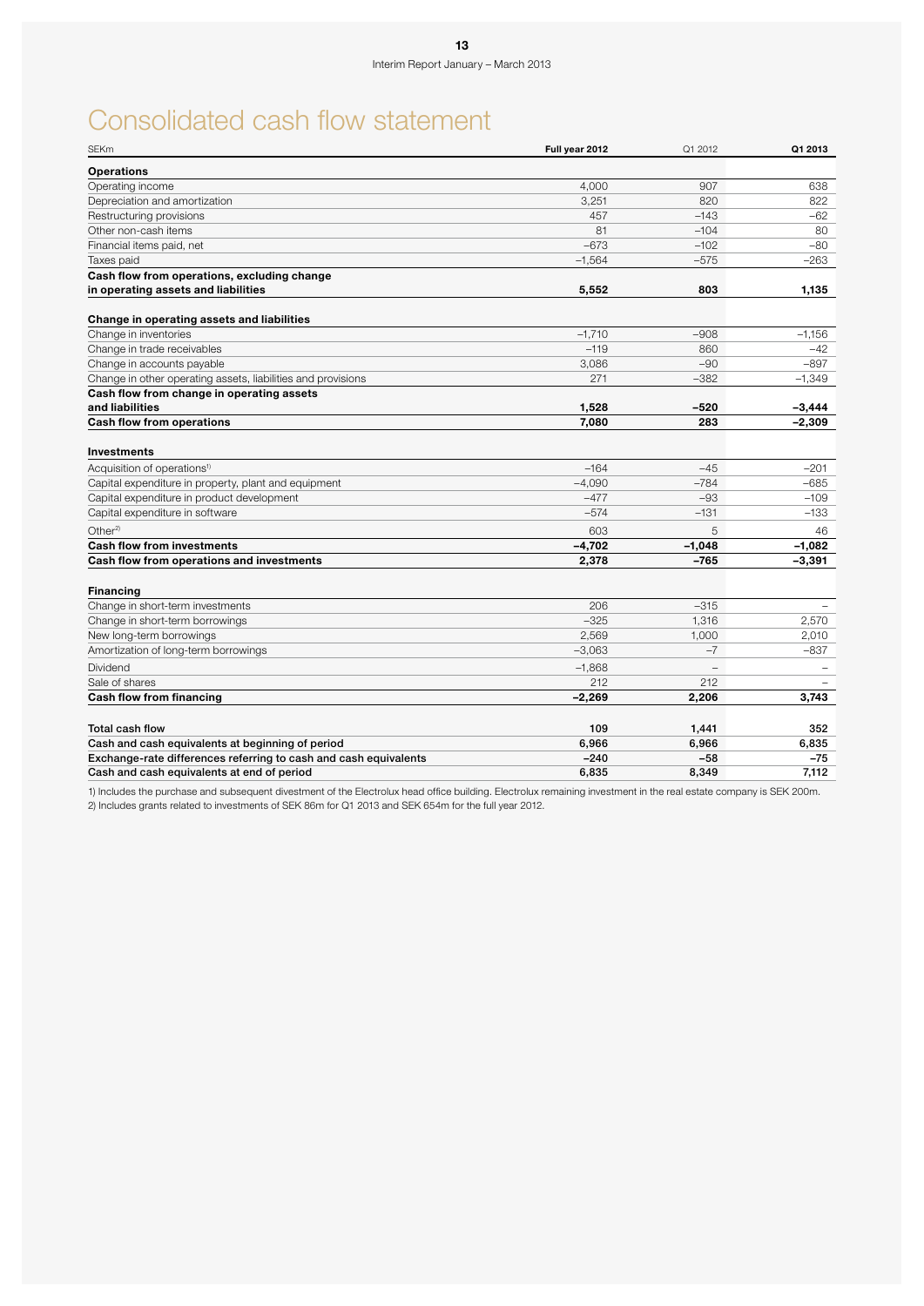# Consolidated cash flow statement

| SEKm | Full year 2012 | Q1 2012 | Q1 2013 |
|---|---|---|---|
| **Operations** | | | |
| Operating income | 4,000 | 907 | 638 |
| Depreciation and amortization | 3,251 | 820 | 822 |
| Restructuring provisions | 457 | –143 | –62 |
| Other non-cash items | 81 | –104 | 80 |
| Financial items paid, net | –673 | –102 | –80 |
| Taxes paid | –1,564 | –575 | –263 |
| **Cash flow from operations, excluding change in operating assets and liabilities** | **5,552** | **803** | **1,135** |
| | | | |
| **Change in operating assets and liabilities** | | | |
| Change in inventories | –1,710 | –908 | –1,156 |
| Change in trade receivables | –119 | 860 | –42 |
| Change in accounts payable | 3,086 | –90 | –897 |
| Change in other operating assets, liabilities and provisions | 271 | –382 | –1,349 |
| **Cash flow from change in operating assets and liabilities** | **1,528** | **–520** | **–3,444** |
| **Cash flow from operations** | **7,080** | **283** | **–2,309** |
| | | | |
| **Investments** | | | |
| Acquisition of operations[1] | –164 | –45 | –201 |
| Capital expenditure in property, plant and equipment | –4,090 | –784 | –685 |
| Capital expenditure in product development | –477 | –93 | –109 |
| Capital expenditure in software | –574 | –131 | –133 |
| Other[2] | 603 | 5 | 46 |
| **Cash flow from investments** | **–4,702** | **–1,048** | **–1,082** |
| **Cash flow from operations and investments** | **2,378** | **–765** | **–3,391** |
| | | | |
| **Financing** | | | |
| Change in short-term investments | 206 | –315 | – |
| Change in short-term borrowings | –325 | 1,316 | 2,570 |
| New long-term borrowings | 2,569 | 1,000 | 2,010 |
| Amortization of long-term borrowings | –3,063 | –7 | –837 |
| Dividend | –1,868 | – | – |
| Sale of shares | 212 | 212 | – |
| **Cash flow from financing** | **–2,269** | **2,206** | **3,743** |
| | | | |
| **Total cash flow** | **109** | **1,441** | **352** |
| **Cash and cash equivalents at beginning of period** | **6,966** | **6,966** | **6,835** |
| **Exchange-rate differences referring to cash and cash equivalents** | **–240** | **–58** | **–75** |
| **Cash and cash equivalents at end of period** | **6,835** | **8,349** | **7,112** |

1) Includes the purchase and subsequent divestment of the Electrolux head office building. Electrolux remaining investment in the real estate company is SEK 200m.
2) Includes grants related to investments of SEK 86m for Q1 2013 and SEK 654m for the full year 2012.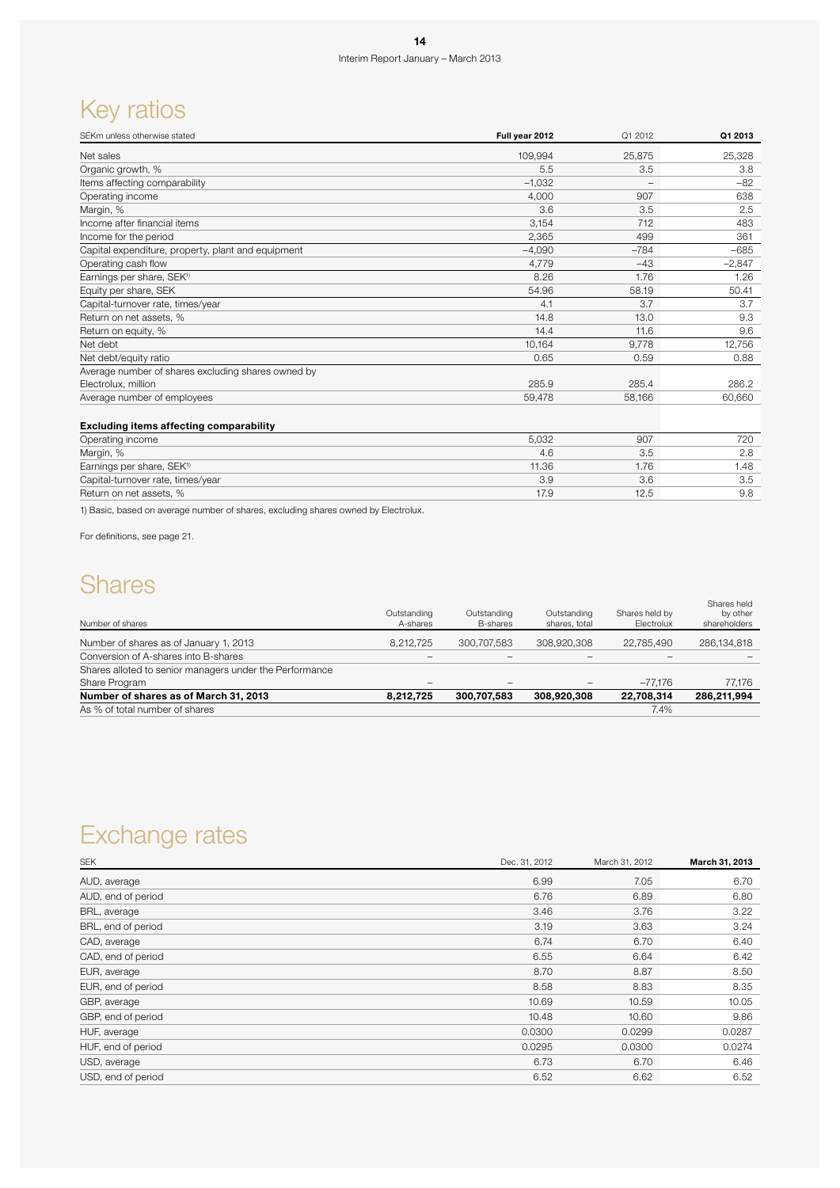# Key ratios

| SEKm unless otherwise stated | Full year 2012 | Q1 2012 | Q1 2013 |
|---|---|---|---|
| Net sales | 109,994 | 25,875 | 25,328 |
| Organic growth, % | 5.5 | 3.5 | 3.8 |
| Items affecting comparability | –1,032 | – | –82 |
| Operating income | 4,000 | 907 | 638 |
| Margin, % | 3.6 | 3.5 | 2.5 |
| Income after financial items | 3,154 | 712 | 483 |
| Income for the period | 2,365 | 499 | 361 |
| Capital expenditure, property, plant and equipment | –4,090 | –784 | –685 |
| Operating cash flow | 4,779 | –43 | –2,847 |
| Earnings per share, SEK[1] | 8.26 | 1.76 | 1.26 |
| Equity per share, SEK | 54.96 | 58.19 | 50.41 |
| Capital-turnover rate, times/year | 4.1 | 3.7 | 3.7 |
| Return on net assets, % | 14.8 | 13.0 | 9.3 |
| Return on equity, % | 14.4 | 11.6 | 9.6 |
| Net debt | 10,164 | 9,778 | 12,756 |
| Net debt/equity ratio | 0.65 | 0.59 | 0.88 |
| Average number of shares excluding shares owned by Electrolux, million | 285.9 | 285.4 | 286.2 |
| Average number of employees | 59,478 | 58,166 | 60,660 |
| **Excluding items affecting comparability** | | | |
| Operating income | 5,032 | 907 | 720 |
| Margin, % | 4.6 | 3.5 | 2.8 |
| Earnings per share, SEK[1] | 11.36 | 1.76 | 1.48 |
| Capital-turnover rate, times/year | 3.9 | 3.6 | 3.5 |
| Return on net assets, % | 17.9 | 12.5 | 9.8 |

1) Basic, based on average number of shares, excluding shares owned by Electrolux.

For definitions, see page 21.

# Shares

| Number of shares | Outstanding A-shares | Outstanding B-shares | Outstanding shares, total | Shares held by Electrolux | Shares held by other shareholders |
|---|---|---|---|---|---|
| Number of shares as of January 1, 2013 | 8,212,725 | 300,707,583 | 308,920,308 | 22,785,490 | 286,134,818 |
| Conversion of A-shares into B-shares | – | – | – | – | – |
| Shares alloted to senior managers under the Performance Share Program | – | – | – | –77,176 | 77,176 |
| **Number of shares as of March 31, 2013** | **8,212,725** | **300,707,583** | **308,920,308** | **22,708,314** | **286,211,994** |
| As % of total number of shares | | | | 7.4% | |

# Exchange rates

| SEK | Dec. 31, 2012 | March 31, 2012 | March 31, 2013 |
|---|---|---|---|
| AUD, average | 6.99 | 7.05 | 6.70 |
| AUD, end of period | 6.76 | 6.89 | 6.80 |
| BRL, average | 3.46 | 3.76 | 3.22 |
| BRL, end of period | 3.19 | 3.63 | 3.24 |
| CAD, average | 6.74 | 6.70 | 6.40 |
| CAD, end of period | 6.55 | 6.64 | 6.42 |
| EUR, average | 8.70 | 8.87 | 8.50 |
| EUR, end of period | 8.58 | 8.83 | 8.35 |
| GBP, average | 10.69 | 10.59 | 10.05 |
| GBP, end of period | 10.48 | 10.60 | 9.86 |
| HUF, average | 0.0300 | 0.0299 | 0.0287 |
| HUF, end of period | 0.0295 | 0.0300 | 0.0274 |
| USD, average | 6.73 | 6.70 | 6.46 |
| USD, end of period | 6.52 | 6.62 | 6.52 |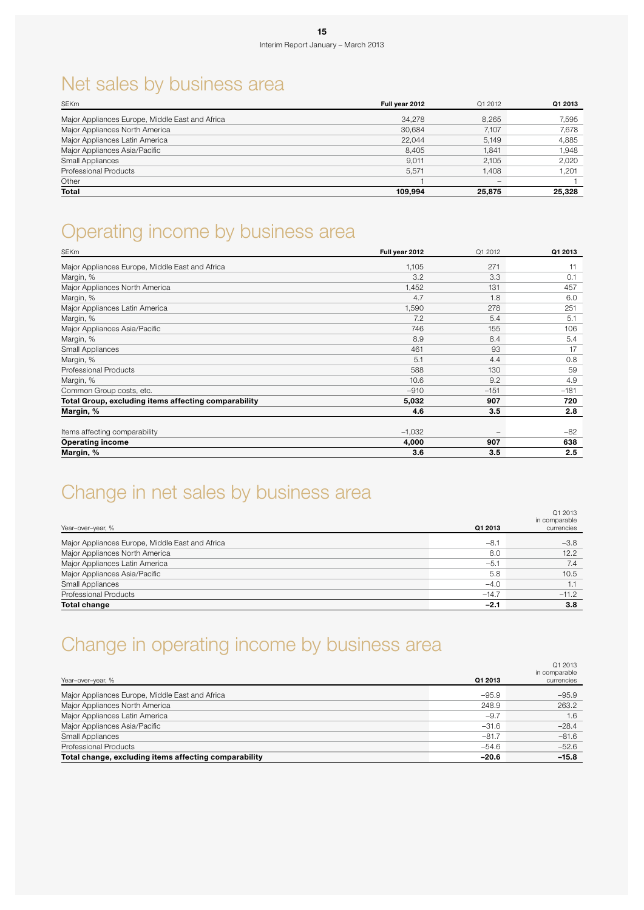# Net sales by business area

| SEKm | Full year 2012 | Q1 2012 | Q1 2013 |
|---|---|---|---|
| Major Appliances Europe, Middle East and Africa | 34,278 | 8,265 | 7,595 |
| Major Appliances North America | 30,684 | 7,107 | 7,678 |
| Major Appliances Latin America | 22,044 | 5,149 | 4,885 |
| Major Appliances Asia/Pacific | 8,405 | 1,841 | 1,948 |
| Small Appliances | 9,011 | 2,105 | 2,020 |
| Professional Products | 5,571 | 1,408 | 1,201 |
| Other | 1 | – | 1 |
| **Total** | **109,994** | **25,875** | **25,328** |

# Operating income by business area

| SEKm | Full year 2012 | Q1 2012 | Q1 2013 |
|---|---|---|---|
| Major Appliances Europe, Middle East and Africa | 1,105 | 271 | 11 |
| Margin, % | 3.2 | 3.3 | 0.1 |
| Major Appliances North America | 1,452 | 131 | 457 |
| Margin, % | 4.7 | 1.8 | 6.0 |
| Major Appliances Latin America | 1,590 | 278 | 251 |
| Margin, % | 7.2 | 5.4 | 5.1 |
| Major Appliances Asia/Pacific | 746 | 155 | 106 |
| Margin, % | 8.9 | 8.4 | 5.4 |
| Small Appliances | 461 | 93 | 17 |
| Margin, % | 5.1 | 4.4 | 0.8 |
| Professional Products | 588 | 130 | 59 |
| Margin, % | 10.6 | 9.2 | 4.9 |
| Common Group costs, etc. | −910 | −151 | −181 |
| **Total Group, excluding items affecting comparability** | **5,032** | **907** | **720** |
| **Margin, %** | **4.6** | **3.5** | **2.8** |
| Items affecting comparability | −1,032 | – | −82 |
| **Operating income** | **4,000** | **907** | **638** |
| **Margin, %** | **3.6** | **3.5** | **2.5** |

# Change in net sales by business area

| Year-over-year, % | Q1 2013 | Q1 2013 in comparable currencies |
|---|---|---|
| Major Appliances Europe, Middle East and Africa | −8.1 | −3.8 |
| Major Appliances North America | 8.0 | 12.2 |
| Major Appliances Latin America | −5.1 | 7.4 |
| Major Appliances Asia/Pacific | 5.8 | 10.5 |
| Small Appliances | −4.0 | 1.1 |
| Professional Products | −14.7 | −11.2 |
| **Total change** | **−2.1** | **3.8** |

# Change in operating income by business area

| Year-over-year, % | Q1 2013 | Q1 2013 in comparable currencies |
|---|---|---|
| Major Appliances Europe, Middle East and Africa | −95.9 | −95.9 |
| Major Appliances North America | 248.9 | 263.2 |
| Major Appliances Latin America | −9.7 | 1.6 |
| Major Appliances Asia/Pacific | −31.6 | −28.4 |
| Small Appliances | −81.7 | −81.6 |
| Professional Products | −54.6 | −52.6 |
| **Total change, excluding items affecting comparability** | **−20.6** | **−15.8** |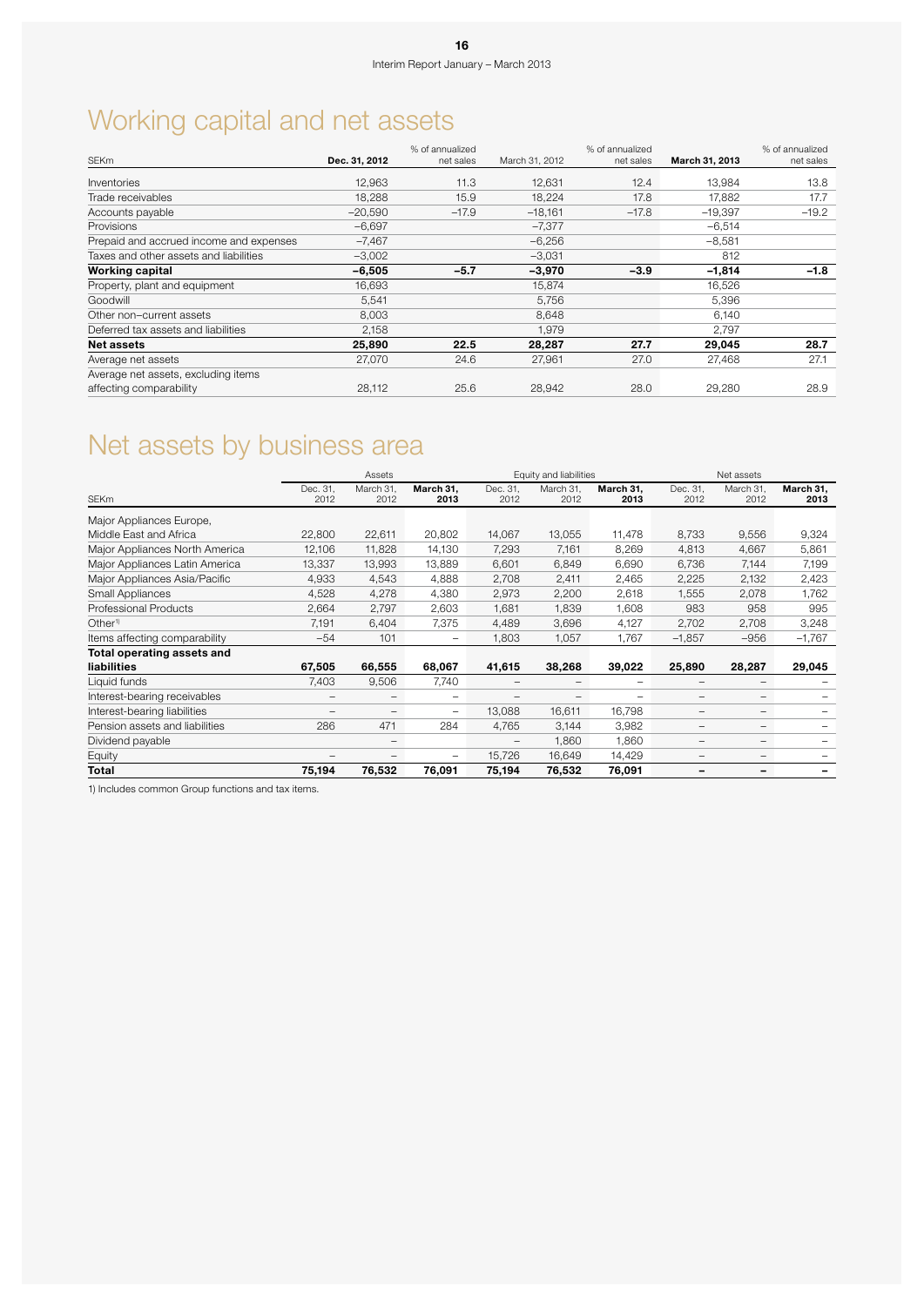# Working capital and net assets

| SEKm | Dec. 31, 2012 | % of annualized net sales | March 31, 2012 | % of annualized net sales | March 31, 2013 | % of annualized net sales |
|---|---|---|---|---|---|---|
| Inventories | 12,963 | 11.3 | 12,631 | 12.4 | 13,984 | 13.8 |
| Trade receivables | 18,288 | 15.9 | 18,224 | 17.8 | 17,882 | 17.7 |
| Accounts payable | –20,590 | –17.9 | –18,161 | –17.8 | –19,397 | –19.2 |
| Provisions | –6,697 | | –7,377 | | –6,514 | |
| Prepaid and accrued income and expenses | –7,467 | | –6,256 | | –8,581 | |
| Taxes and other assets and liabilities | –3,002 | | –3,031 | | 812 | |
| **Working capital** | **–6,505** | **–5.7** | **–3,970** | **–3.9** | **–1,814** | **–1.8** |
| Property, plant and equipment | 16,693 | | 15,874 | | 16,526 | |
| Goodwill | 5,541 | | 5,756 | | 5,396 | |
| Other non–current assets | 8,003 | | 8,648 | | 6,140 | |
| Deferred tax assets and liabilities | 2,158 | | 1,979 | | 2,797 | |
| **Net assets** | **25,890** | **22.5** | **28,287** | **27.7** | **29,045** | **28.7** |
| Average net assets | 27,070 | 24.6 | 27,961 | 27.0 | 27,468 | 27.1 |
| Average net assets, excluding items affecting comparability | 28,112 | 25.6 | 28,942 | 28.0 | 29,280 | 28.9 |

# Net assets by business area

| | Assets | | | Equity and liabilities | | | Net assets | | |
|---|---|---|---|---|---|---|---|---|---|
| SEKm | Dec. 31, 2012 | March 31, 2012 | **March 31, 2013** | Dec. 31, 2012 | March 31, 2012 | **March 31, 2013** | Dec. 31, 2012 | March 31, 2012 | **March 31, 2013** |
| Major Appliances Europe, Middle East and Africa | 22,800 | 22,611 | 20,802 | 14,067 | 13,055 | 11,478 | 8,733 | 9,556 | 9,324 |
| Major Appliances North America | 12,106 | 11,828 | 14,130 | 7,293 | 7,161 | 8,269 | 4,813 | 4,667 | 5,861 |
| Major Appliances Latin America | 13,337 | 13,993 | 13,889 | 6,601 | 6,849 | 6,690 | 6,736 | 7,144 | 7,199 |
| Major Appliances Asia/Pacific | 4,933 | 4,543 | 4,888 | 2,708 | 2,411 | 2,465 | 2,225 | 2,132 | 2,423 |
| Small Appliances | 4,528 | 4,278 | 4,380 | 2,973 | 2,200 | 2,618 | 1,555 | 2,078 | 1,762 |
| Professional Products | 2,664 | 2,797 | 2,603 | 1,681 | 1,839 | 1,608 | 983 | 958 | 995 |
| Other[1] | 7,191 | 6,404 | 7,375 | 4,489 | 3,696 | 4,127 | 2,702 | 2,708 | 3,248 |
| Items affecting comparability | –54 | 101 | – | 1,803 | 1,057 | 1,767 | –1,857 | –956 | –1,767 |
| **Total operating assets and liabilities** | **67,505** | **66,555** | **68,067** | **41,615** | **38,268** | **39,022** | **25,890** | **28,287** | **29,045** |
| Liquid funds | 7,403 | 9,506 | 7,740 | – | – | – | – | – | – |
| Interest-bearing receivables | – | – | – | – | – | – | – | – | – |
| Interest-bearing liabilities | – | – | – | 13,088 | 16,611 | 16,798 | – | – | – |
| Pension assets and liabilities | 286 | 471 | 284 | 4,765 | 3,144 | 3,982 | – | – | – |
| Dividend payable | | – | | – | 1,860 | 1,860 | – | – | – |
| Equity | – | – | – | 15,726 | 16,649 | 14,429 | – | – | – |
| **Total** | **75,194** | **76,532** | **76,091** | **75,194** | **76,532** | **76,091** | **–** | **–** | **–** |

1) Includes common Group functions and tax items.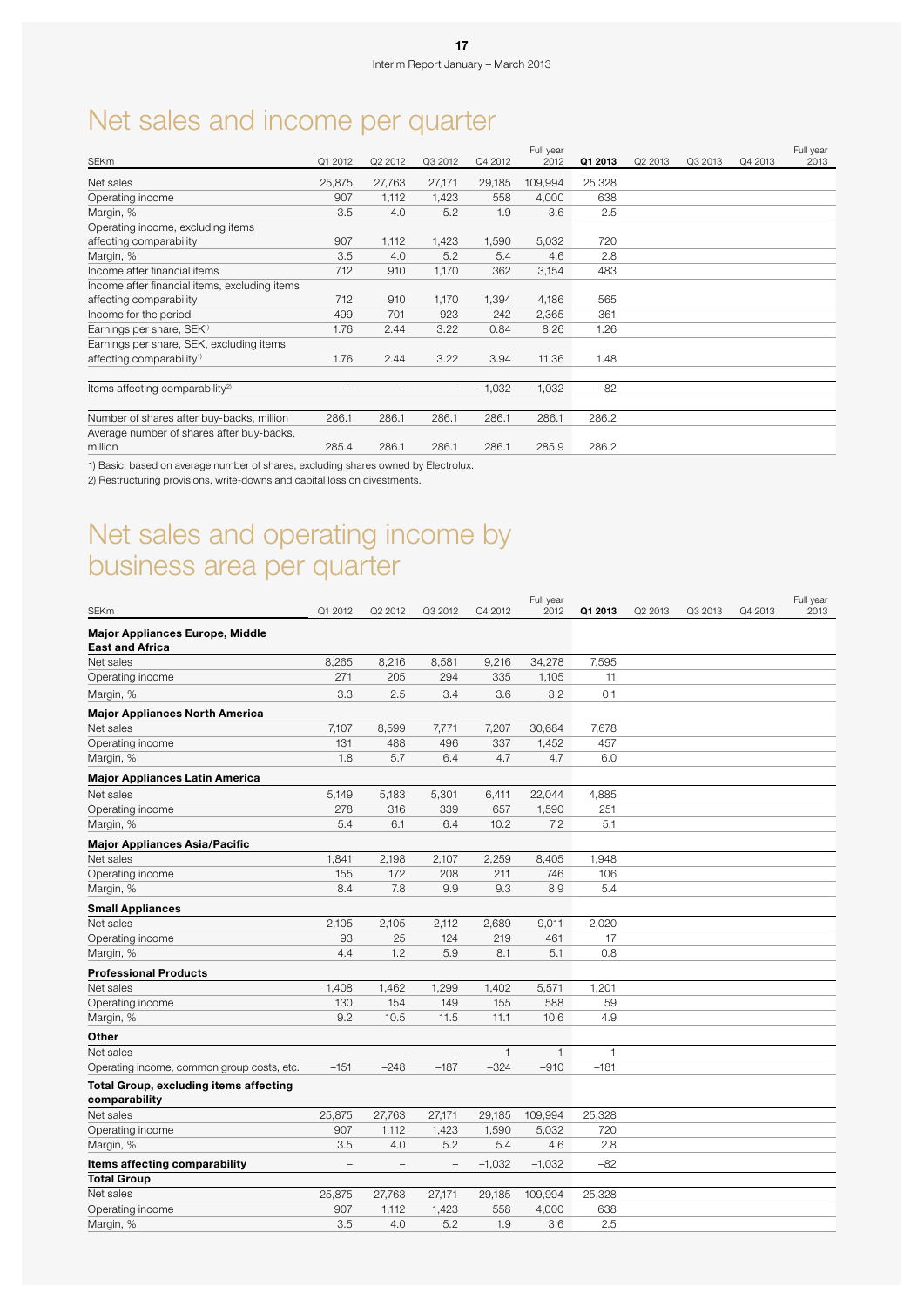# Net sales and income per quarter

| SEKm | Q1 2012 | Q2 2012 | Q3 2012 | Q4 2012 | Full year 2012 | **Q1 2013** | Q2 2013 | Q3 2013 | Q4 2013 | Full year 2013 |
|---|---|---|---|---|---|---|---|---|---|---|
| Net sales | 25,875 | 27,763 | 27,171 | 29,185 | 109,994 | 25,328 | | | | |
| Operating income | 907 | 1,112 | 1,423 | 558 | 4,000 | 638 | | | | |
| Margin, % | 3.5 | 4.0 | 5.2 | 1.9 | 3.6 | 2.5 | | | | |
| Operating income, excluding items affecting comparability | 907 | 1,112 | 1,423 | 1,590 | 5,032 | 720 | | | | |
| Margin, % | 3.5 | 4.0 | 5.2 | 5.4 | 4.6 | 2.8 | | | | |
| Income after financial items | 712 | 910 | 1,170 | 362 | 3,154 | 483 | | | | |
| Income after financial items, excluding items affecting comparability | 712 | 910 | 1,170 | 1,394 | 4,186 | 565 | | | | |
| Income for the period | 499 | 701 | 923 | 242 | 2,365 | 361 | | | | |
| Earnings per share, SEK[1] | 1.76 | 2.44 | 3.22 | 0.84 | 8.26 | 1.26 | | | | |
| Earnings per share, SEK, excluding items affecting comparability[1] | 1.76 | 2.44 | 3.22 | 3.94 | 11.36 | 1.48 | | | | |
| Items affecting comparability[2] | – | – | – | –1,032 | –1,032 | –82 | | | | |
| Number of shares after buy-backs, million | 286.1 | 286.1 | 286.1 | 286.1 | 286.1 | 286.2 | | | | |
| Average number of shares after buy-backs, million | 285.4 | 286.1 | 286.1 | 286.1 | 285.9 | 286.2 | | | | |

1) Basic, based on average number of shares, excluding shares owned by Electrolux.

2) Restructuring provisions, write-downs and capital loss on divestments.

# Net sales and operating income by business area per quarter

| SEKm | Q1 2012 | Q2 2012 | Q3 2012 | Q4 2012 | Full year 2012 | **Q1 2013** | Q2 2013 | Q3 2013 | Q4 2013 | Full year 2013 |
|---|---|---|---|---|---|---|---|---|---|---|
| **Major Appliances Europe, Middle East and Africa** | | | | | | | | | | |
| Net sales | 8,265 | 8,216 | 8,581 | 9,216 | 34,278 | 7,595 | | | | |
| Operating income | 271 | 205 | 294 | 335 | 1,105 | 11 | | | | |
| Margin, % | 3.3 | 2.5 | 3.4 | 3.6 | 3.2 | 0.1 | | | | |
| **Major Appliances North America** | | | | | | | | | | |
| Net sales | 7,107 | 8,599 | 7,771 | 7,207 | 30,684 | 7,678 | | | | |
| Operating income | 131 | 488 | 496 | 337 | 1,452 | 457 | | | | |
| Margin, % | 1.8 | 5.7 | 6.4 | 4.7 | 4.7 | 6.0 | | | | |
| **Major Appliances Latin America** | | | | | | | | | | |
| Net sales | 5,149 | 5,183 | 5,301 | 6,411 | 22,044 | 4,885 | | | | |
| Operating income | 278 | 316 | 339 | 657 | 1,590 | 251 | | | | |
| Margin, % | 5.4 | 6.1 | 6.4 | 10.2 | 7.2 | 5.1 | | | | |
| **Major Appliances Asia/Pacific** | | | | | | | | | | |
| Net sales | 1,841 | 2,198 | 2,107 | 2,259 | 8,405 | 1,948 | | | | |
| Operating income | 155 | 172 | 208 | 211 | 746 | 106 | | | | |
| Margin, % | 8.4 | 7.8 | 9.9 | 9.3 | 8.9 | 5.4 | | | | |
| **Small Appliances** | | | | | | | | | | |
| Net sales | 2,105 | 2,105 | 2,112 | 2,689 | 9,011 | 2,020 | | | | |
| Operating income | 93 | 25 | 124 | 219 | 461 | 17 | | | | |
| Margin, % | 4.4 | 1.2 | 5.9 | 8.1 | 5.1 | 0.8 | | | | |
| **Professional Products** | | | | | | | | | | |
| Net sales | 1,408 | 1,462 | 1,299 | 1,402 | 5,571 | 1,201 | | | | |
| Operating income | 130 | 154 | 149 | 155 | 588 | 59 | | | | |
| Margin, % | 9.2 | 10.5 | 11.5 | 11.1 | 10.6 | 4.9 | | | | |
| **Other** | | | | | | | | | | |
| Net sales | – | – | – | 1 | 1 | 1 | | | | |
| Operating income, common group costs, etc. | –151 | –248 | –187 | –324 | –910 | –181 | | | | |
| **Total Group, excluding items affecting comparability** | | | | | | | | | | |
| Net sales | 25,875 | 27,763 | 27,171 | 29,185 | 109,994 | 25,328 | | | | |
| Operating income | 907 | 1,112 | 1,423 | 1,590 | 5,032 | 720 | | | | |
| Margin, % | 3.5 | 4.0 | 5.2 | 5.4 | 4.6 | 2.8 | | | | |
| **Items affecting comparability** | – | – | – | –1,032 | –1,032 | –82 | | | | |
| **Total Group** | | | | | | | | | | |
| Net sales | 25,875 | 27,763 | 27,171 | 29,185 | 109,994 | 25,328 | | | | |
| Operating income | 907 | 1,112 | 1,423 | 558 | 4,000 | 638 | | | | |
| Margin, % | 3.5 | 4.0 | 5.2 | 1.9 | 3.6 | 2.5 | | | | |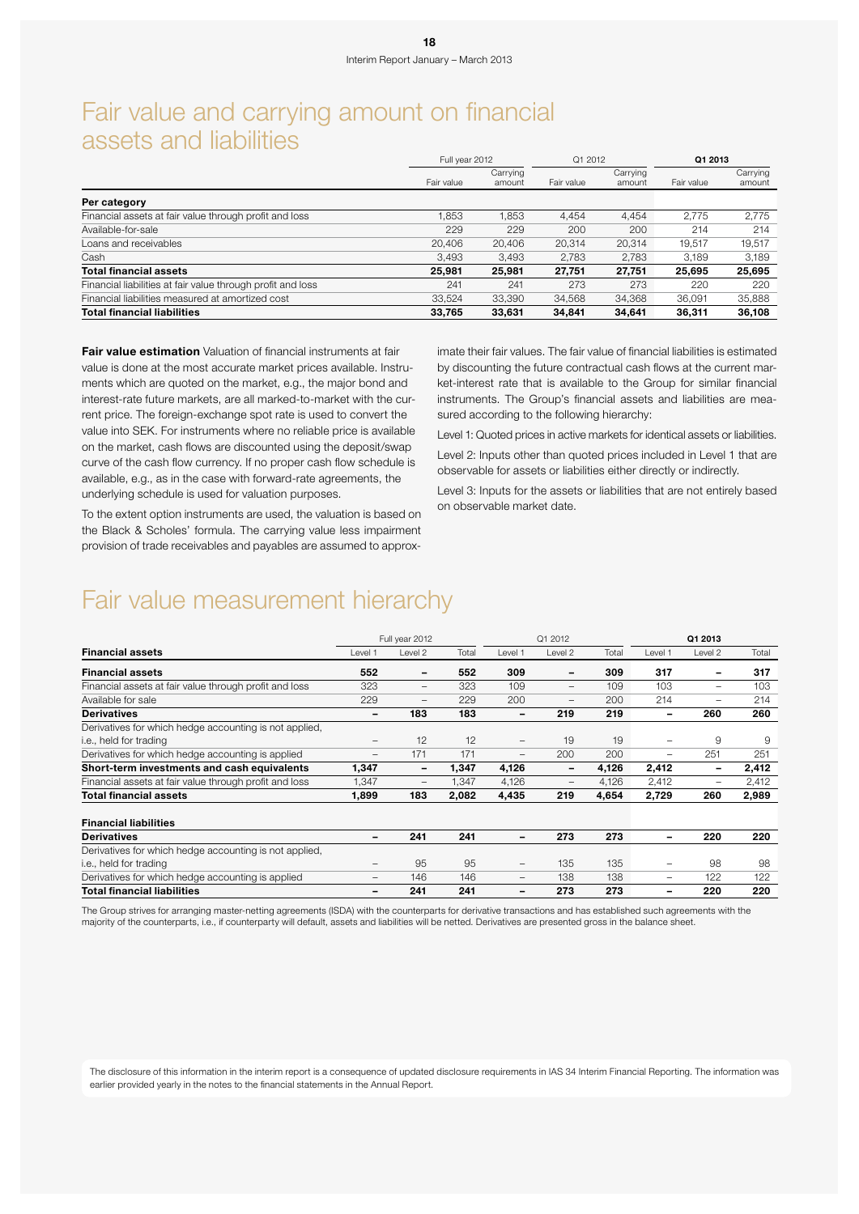# Fair value and carrying amount on financial assets and liabilities

| | Full year 2012 | | Q1 2012 | | **Q1 2013** | |
|---|---|---|---|---|---|---|
| | Fair value | Carrying amount | Fair value | Carrying amount | Fair value | Carrying amount |
| **Per category** | | | | | | |
| Financial assets at fair value through profit and loss | 1,853 | 1,853 | 4,454 | 4,454 | 2,775 | 2,775 |
| Available-for-sale | 229 | 229 | 200 | 200 | 214 | 214 |
| Loans and receivables | 20,406 | 20,406 | 20,314 | 20,314 | 19,517 | 19,517 |
| Cash | 3,493 | 3,493 | 2,783 | 2,783 | 3,189 | 3,189 |
| **Total financial assets** | **25,981** | **25,981** | **27,751** | **27,751** | **25,695** | **25,695** |
| Financial liabilities at fair value through profit and loss | 241 | 241 | 273 | 273 | 220 | 220 |
| Financial liabilities measured at amortized cost | 33,524 | 33,390 | 34,568 | 34,368 | 36,091 | 35,888 |
| **Total financial liabilities** | **33,765** | **33,631** | **34,841** | **34,641** | **36,311** | **36,108** |

**Fair value estimation** Valuation of financial instruments at fair value is done at the most accurate market prices available. Instruments which are quoted on the market, e.g., the major bond and interest-rate future markets, are all marked-to-market with the current price. The foreign-exchange spot rate is used to convert the value into SEK. For instruments where no reliable price is available on the market, cash flows are discounted using the deposit/swap curve of the cash flow currency. If no proper cash flow schedule is available, e.g., as in the case with forward-rate agreements, the underlying schedule is used for valuation purposes.

To the extent option instruments are used, the valuation is based on the Black & Scholes' formula. The carrying value less impairment provision of trade receivables and payables are assumed to approximate their fair values. The fair value of financial liabilities is estimated by discounting the future contractual cash flows at the current market-interest rate that is available to the Group for similar financial instruments. The Group's financial assets and liabilities are measured according to the following hierarchy:

Level 1: Quoted prices in active markets for identical assets or liabilities.

Level 2: Inputs other than quoted prices included in Level 1 that are observable for assets or liabilities either directly or indirectly.

Level 3: Inputs for the assets or liabilities that are not entirely based on observable market date.

# Fair value measurement hierarchy

| | Full year 2012 | | | Q1 2012 | | | **Q1 2013** | | |
|---|---|---|---|---|---|---|---|---|---|
| **Financial assets** | Level 1 | Level 2 | Total | Level 1 | Level 2 | Total | Level 1 | Level 2 | Total |
| **Financial assets** | **552** | **–** | **552** | **309** | **–** | **309** | **317** | **–** | **317** |
| Financial assets at fair value through profit and loss | 323 | – | 323 | 109 | – | 109 | 103 | – | 103 |
| Available for sale | 229 | – | 229 | 200 | – | 200 | 214 | – | 214 |
| **Derivatives** | **–** | **183** | **183** | **–** | **219** | **219** | **–** | **260** | **260** |
| Derivatives for which hedge accounting is not applied, i.e., held for trading | – | 12 | 12 | – | 19 | 19 | – | 9 | 9 |
| Derivatives for which hedge accounting is applied | – | 171 | 171 | – | 200 | 200 | – | 251 | 251 |
| **Short-term investments and cash equivalents** | **1,347** | **–** | **1,347** | **4,126** | **–** | **4,126** | **2,412** | **–** | **2,412** |
| Financial assets at fair value through profit and loss | 1,347 | – | 1,347 | 4,126 | – | 4,126 | 2,412 | – | 2,412 |
| **Total financial assets** | **1,899** | **183** | **2,082** | **4,435** | **219** | **4,654** | **2,729** | **260** | **2,989** |
| **Financial liabilities** | | | | | | | | | |
| **Derivatives** | **–** | **241** | **241** | **–** | **273** | **273** | **–** | **220** | **220** |
| Derivatives for which hedge accounting is not applied, i.e., held for trading | – | 95 | 95 | – | 135 | 135 | – | 98 | 98 |
| Derivatives for which hedge accounting is applied | – | 146 | 146 | – | 138 | 138 | – | 122 | 122 |
| **Total financial liabilities** | **–** | **241** | **241** | **–** | **273** | **273** | **–** | **220** | **220** |

The Group strives for arranging master-netting agreements (ISDA) with the counterparts for derivative transactions and has established such agreements with the majority of the counterparts, i.e., if counterparty will default, assets and liabilities will be netted. Derivatives are presented gross in the balance sheet.

The disclosure of this information in the interim report is a consequence of updated disclosure requirements in IAS 34 Interim Financial Reporting. The information was earlier provided yearly in the notes to the financial statements in the Annual Report.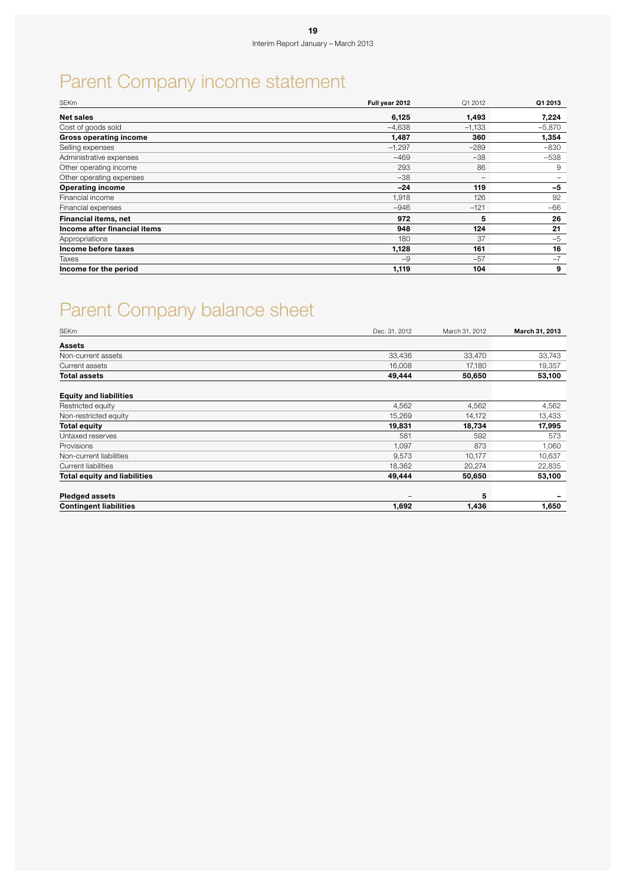# Parent Company income statement

| SEKm | Full year 2012 | Q1 2012 | Q1 2013 |
|---|---|---|---|
| **Net sales** | **6,125** | **1,493** | **7,224** |
| Cost of goods sold | –4,638 | –1,133 | –5,870 |
| **Gross operating income** | **1,487** | **360** | **1,354** |
| Selling expenses | –1,297 | –289 | –830 |
| Administrative expenses | –469 | –38 | –538 |
| Other operating income | 293 | 86 | 9 |
| Other operating expenses | –38 | – | – |
| **Operating income** | **–24** | **119** | **–5** |
| Financial income | 1,918 | 126 | 92 |
| Financial expenses | –946 | –121 | –66 |
| **Financial items, net** | **972** | **5** | **26** |
| **Income after financial items** | **948** | **124** | **21** |
| Appropriations | 180 | 37 | –5 |
| **Income before taxes** | **1,128** | **161** | **16** |
| Taxes | –9 | –57 | –7 |
| **Income for the period** | **1,119** | **104** | **9** |

# Parent Company balance sheet

| SEKm | Dec. 31, 2012 | March 31, 2012 | March 31, 2013 |
|---|---|---|---|
| **Assets** | | | |
| Non-current assets | 33,436 | 33,470 | 33,743 |
| Current assets | 16,008 | 17,180 | 19,357 |
| **Total assets** | **49,444** | **50,650** | **53,100** |
| | | | |
| **Equity and liabilities** | | | |
| Restricted equity | 4,562 | 4,562 | 4,562 |
| Non-restricted equity | 15,269 | 14,172 | 13,433 |
| **Total equity** | **19,831** | **18,734** | **17,995** |
| Untaxed reserves | 581 | 592 | 573 |
| Provisions | 1,097 | 873 | 1,060 |
| Non-current liabilities | 9,573 | 10,177 | 10,637 |
| Current liabilities | 18,362 | 20,274 | 22,835 |
| **Total equity and liabilities** | **49,444** | **50,650** | **53,100** |
| | | | |
| **Pledged assets** | – | **5** | **–** |
| **Contingent liabilities** | **1,692** | **1,436** | **1,650** |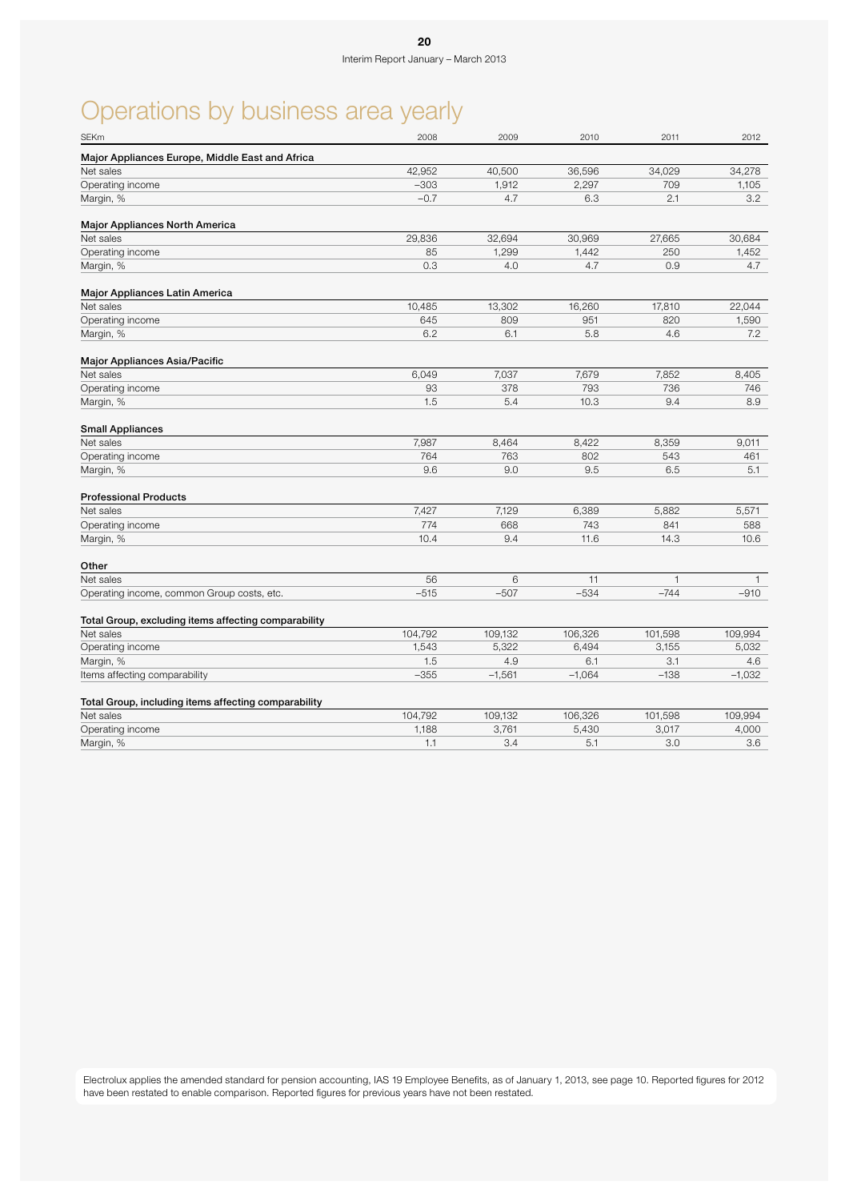# Operations by business area yearly

| SEKm | 2008 | 2009 | 2010 | 2011 | 2012 |
|---|---|---|---|---|---|
| **Major Appliances Europe, Middle East and Africa** | | | | | |
| Net sales | 42,952 | 40,500 | 36,596 | 34,029 | 34,278 |
| Operating income | –303 | 1,912 | 2,297 | 709 | 1,105 |
| Margin, % | –0.7 | 4.7 | 6.3 | 2.1 | 3.2 |
| **Major Appliances North America** | | | | | |
| Net sales | 29,836 | 32,694 | 30,969 | 27,665 | 30,684 |
| Operating income | 85 | 1,299 | 1,442 | 250 | 1,452 |
| Margin, % | 0.3 | 4.0 | 4.7 | 0.9 | 4.7 |
| **Major Appliances Latin America** | | | | | |
| Net sales | 10,485 | 13,302 | 16,260 | 17,810 | 22,044 |
| Operating income | 645 | 809 | 951 | 820 | 1,590 |
| Margin, % | 6.2 | 6.1 | 5.8 | 4.6 | 7.2 |
| **Major Appliances Asia/Pacific** | | | | | |
| Net sales | 6,049 | 7,037 | 7,679 | 7,852 | 8,405 |
| Operating income | 93 | 378 | 793 | 736 | 746 |
| Margin, % | 1.5 | 5.4 | 10.3 | 9.4 | 8.9 |
| **Small Appliances** | | | | | |
| Net sales | 7,987 | 8,464 | 8,422 | 8,359 | 9,011 |
| Operating income | 764 | 763 | 802 | 543 | 461 |
| Margin, % | 9.6 | 9.0 | 9.5 | 6.5 | 5.1 |
| **Professional Products** | | | | | |
| Net sales | 7,427 | 7,129 | 6,389 | 5,882 | 5,571 |
| Operating income | 774 | 668 | 743 | 841 | 588 |
| Margin, % | 10.4 | 9.4 | 11.6 | 14.3 | 10.6 |
| **Other** | | | | | |
| Net sales | 56 | 6 | 11 | 1 | 1 |
| Operating income, common Group costs, etc. | –515 | –507 | –534 | –744 | –910 |
| **Total Group, excluding items affecting comparability** | | | | | |
| Net sales | 104,792 | 109,132 | 106,326 | 101,598 | 109,994 |
| Operating income | 1,543 | 5,322 | 6,494 | 3,155 | 5,032 |
| Margin, % | 1.5 | 4.9 | 6.1 | 3.1 | 4.6 |
| Items affecting comparability | –355 | –1,561 | –1,064 | –138 | –1,032 |
| **Total Group, including items affecting comparability** | | | | | |
| Net sales | 104,792 | 109,132 | 106,326 | 101,598 | 109,994 |
| Operating income | 1,188 | 3,761 | 5,430 | 3,017 | 4,000 |
| Margin, % | 1.1 | 3.4 | 5.1 | 3.0 | 3.6 |

Electrolux applies the amended standard for pension accounting, IAS 19 Employee Benefits, as of January 1, 2013, see page 10. Reported figures for 2012 have been restated to enable comparison. Reported figures for previous years have not been restated.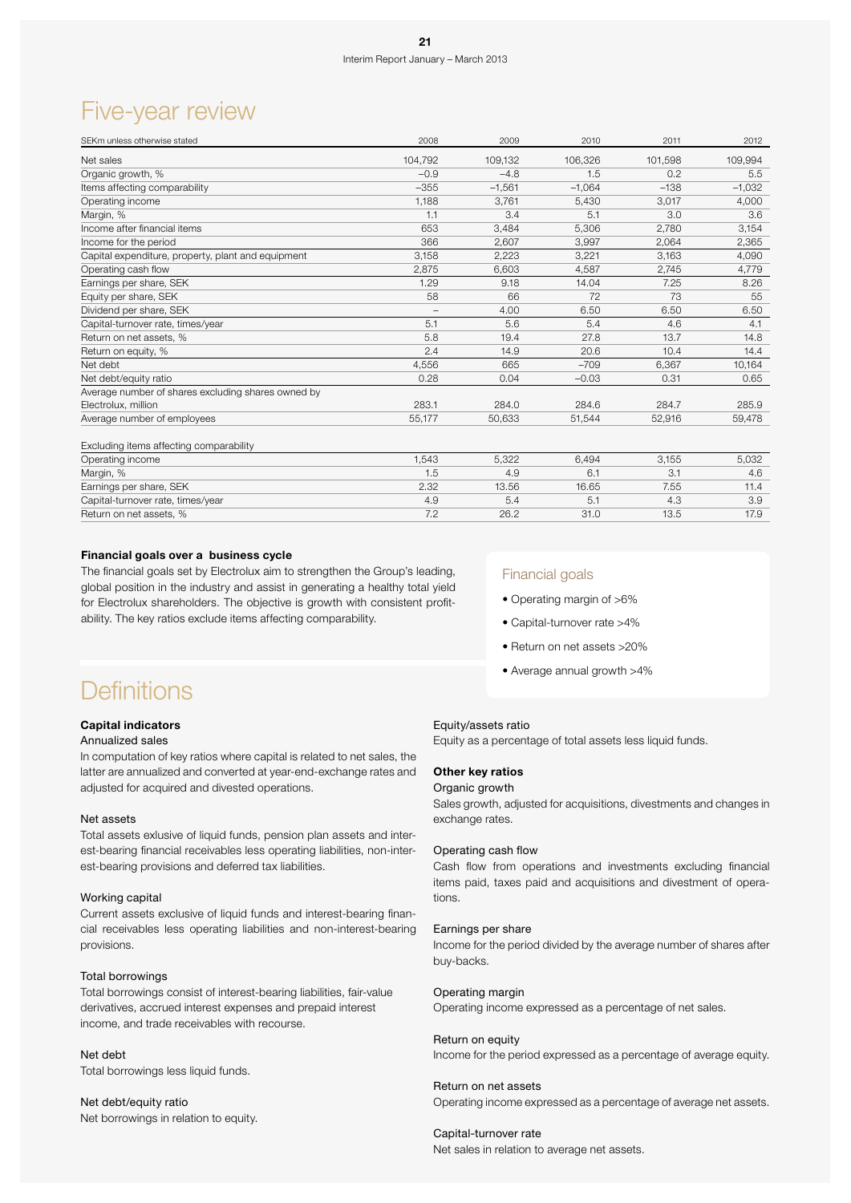# Five-year review

| SEKm unless otherwise stated | 2008 | 2009 | 2010 | 2011 | 2012 |
|---|---|---|---|---|---|
| Net sales | 104,792 | 109,132 | 106,326 | 101,598 | 109,994 |
| Organic growth, % | −0.9 | −4.8 | 1.5 | 0.2 | 5.5 |
| Items affecting comparability | −355 | −1,561 | −1,064 | −138 | −1,032 |
| Operating income | 1,188 | 3,761 | 5,430 | 3,017 | 4,000 |
| Margin, % | 1.1 | 3.4 | 5.1 | 3.0 | 3.6 |
| Income after financial items | 653 | 3,484 | 5,306 | 2,780 | 3,154 |
| Income for the period | 366 | 2,607 | 3,997 | 2,064 | 2,365 |
| Capital expenditure, property, plant and equipment | 3,158 | 2,223 | 3,221 | 3,163 | 4,090 |
| Operating cash flow | 2,875 | 6,603 | 4,587 | 2,745 | 4,779 |
| Earnings per share, SEK | 1.29 | 9.18 | 14.04 | 7.25 | 8.26 |
| Equity per share, SEK | 58 | 66 | 72 | 73 | 55 |
| Dividend per share, SEK | – | 4.00 | 6.50 | 6.50 | 6.50 |
| Capital-turnover rate, times/year | 5.1 | 5.6 | 5.4 | 4.6 | 4.1 |
| Return on net assets, % | 5.8 | 19.4 | 27.8 | 13.7 | 14.8 |
| Return on equity, % | 2.4 | 14.9 | 20.6 | 10.4 | 14.4 |
| Net debt | 4,556 | 665 | −709 | 6,367 | 10,164 |
| Net debt/equity ratio | 0.28 | 0.04 | −0.03 | 0.31 | 0.65 |
| Average number of shares excluding shares owned by Electrolux, million | 283.1 | 284.0 | 284.6 | 284.7 | 285.9 |
| Average number of employees | 55,177 | 50,633 | 51,544 | 52,916 | 59,478 |
| **Excluding items affecting comparability** | | | | | |
| Operating income | 1,543 | 5,322 | 6,494 | 3,155 | 5,032 |
| Margin, % | 1.5 | 4.9 | 6.1 | 3.1 | 4.6 |
| Earnings per share, SEK | 2.32 | 13.56 | 16.65 | 7.55 | 11.4 |
| Capital-turnover rate, times/year | 4.9 | 5.4 | 5.1 | 4.3 | 3.9 |
| Return on net assets, % | 7.2 | 26.2 | 31.0 | 13.5 | 17.9 |

**Financial goals over a business cycle**

The financial goals set by Electrolux aim to strengthen the Group's leading, global position in the industry and assist in generating a healthy total yield for Electrolux shareholders. The objective is growth with consistent profitability. The key ratios exclude items affecting comparability.

### Financial goals

- Operating margin of >6%
- Capital-turnover rate >4%
- Return on net assets >20%
- Average annual growth >4%

# Definitions

**Capital indicators**

Annualized sales

In computation of key ratios where capital is related to net sales, the latter are annualized and converted at year-end-exchange rates and adjusted for acquired and divested operations.

Net assets

Total assets exlusive of liquid funds, pension plan assets and interest-bearing financial receivables less operating liabilities, non-interest-bearing provisions and deferred tax liabilities.

Working capital

Current assets exclusive of liquid funds and interest-bearing financial receivables less operating liabilities and non-interest-bearing provisions.

Total borrowings

Total borrowings consist of interest-bearing liabilities, fair-value derivatives, accrued interest expenses and prepaid interest income, and trade receivables with recourse.

Net debt

Total borrowings less liquid funds.

Net debt/equity ratio

Net borrowings in relation to equity.

Equity/assets ratio

Equity as a percentage of total assets less liquid funds.

**Other key ratios**

Organic growth

Sales growth, adjusted for acquisitions, divestments and changes in exchange rates.

Operating cash flow

Cash flow from operations and investments excluding financial items paid, taxes paid and acquisitions and divestment of operations.

Earnings per share

Income for the period divided by the average number of shares after buy-backs.

Operating margin

Operating income expressed as a percentage of net sales.

Return on equity

Income for the period expressed as a percentage of average equity.

Return on net assets

Operating income expressed as a percentage of average net assets.

Capital-turnover rate

Net sales in relation to average net assets.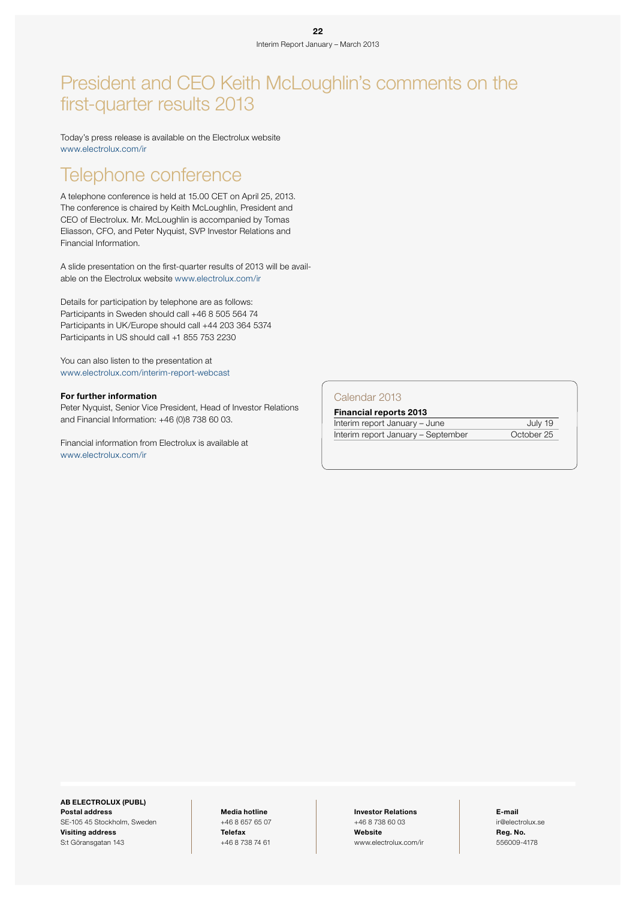# President and CEO Keith McLoughlin's comments on the first-quarter results 2013

Today's press release is available on the Electrolux website www.electrolux.com/ir

# Telephone conference

A telephone conference is held at 15.00 CET on April 25, 2013. The conference is chaired by Keith McLoughlin, President and CEO of Electrolux. Mr. McLoughlin is accompanied by Tomas Eliasson, CFO, and Peter Nyquist, SVP Investor Relations and Financial Information.

A slide presentation on the first-quarter results of 2013 will be available on the Electrolux website www.electrolux.com/ir

Details for participation by telephone are as follows:
Participants in Sweden should call +46 8 505 564 74
Participants in UK/Europe should call +44 203 364 5374
Participants in US should call +1 855 753 2230

You can also listen to the presentation at www.electrolux.com/interim-report-webcast

**For further information**
Peter Nyquist, Senior Vice President, Head of Investor Relations and Financial Information: +46 (0)8 738 60 03.

Financial information from Electrolux is available at www.electrolux.com/ir

## Calendar 2013

| **Financial reports 2013** | |
|---|---|
| Interim report January – June | July 19 |
| Interim report January – September | October 25 |

**AB ELECTROLUX (PUBL)**
**Postal address**
SE-105 45 Stockholm, Sweden
**Visiting address**
S:t Göransgatan 143

**Media hotline**
+46 8 657 65 07
**Telefax**
+46 8 738 74 61

**Investor Relations**
+46 8 738 60 03
**Website**
www.electrolux.com/ir

**E-mail**
ir@electrolux.se
**Reg. No.**
556009-4178